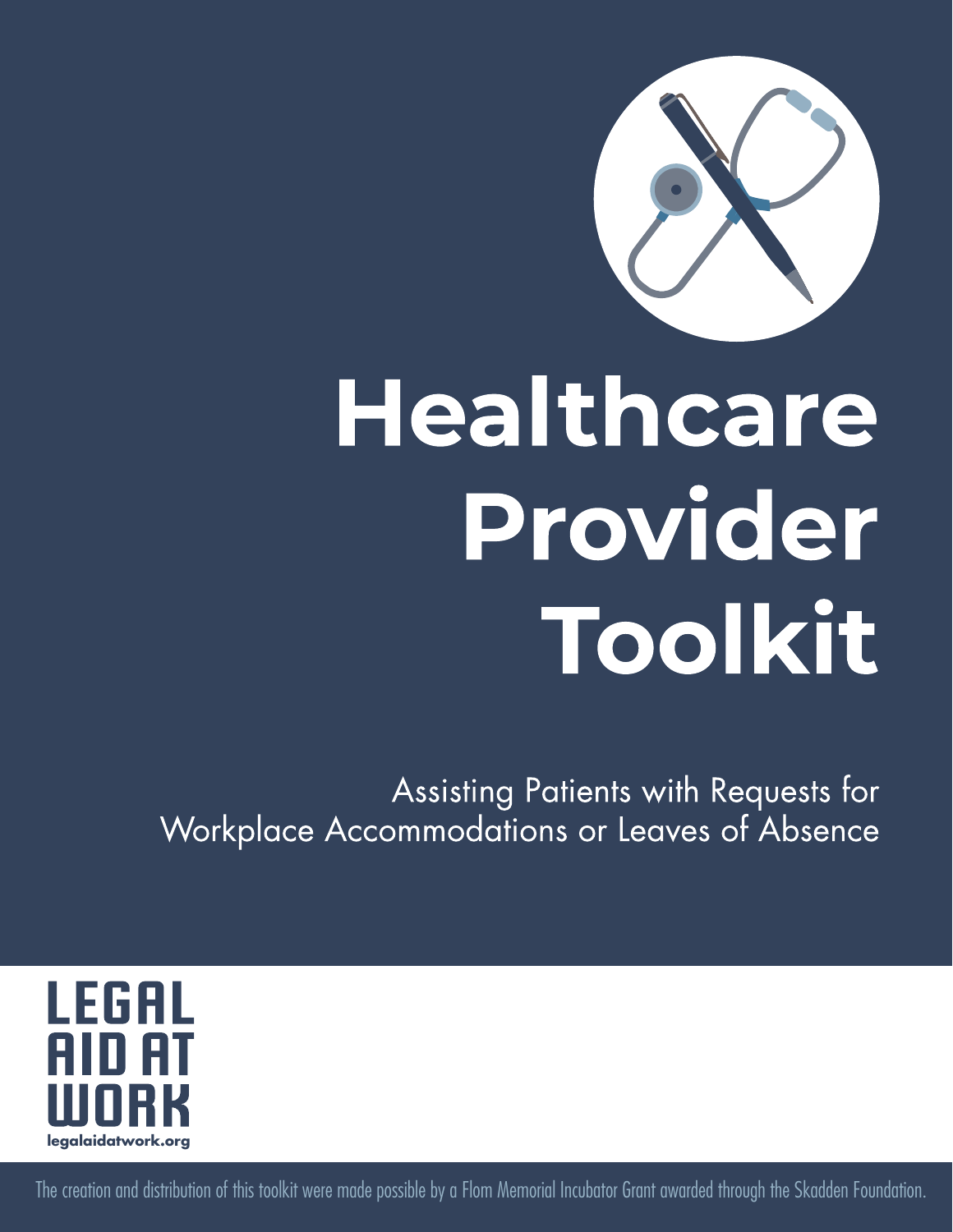# Healthcare Provider Toolkit

Assisting Patients with Requests for Workplace Accommodations or Leaves of Absence

LEGAL AID AT WORK

legalaidatwork.org

The creation and distribution of this toolkit were made possible by a Flom Memorial Incubator Grant awarded through the Skadden Foundation.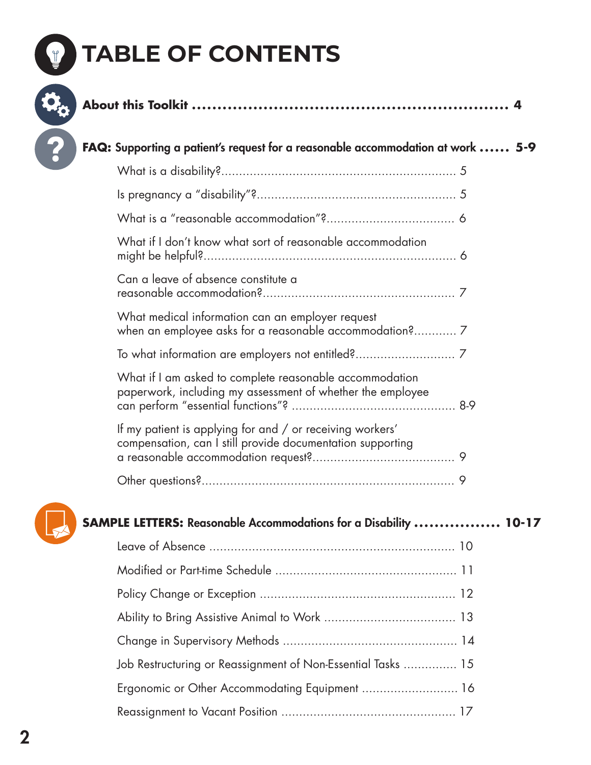# TABLE OF CONTENTS

**About this Toolkit** ............................................................ **4**

**FAQ: Supporting a patient's request for a reasonable accommodation at work** ...... **5-9**

- What is a disability?.................................................................... 5
- Is pregnancy a "disability"?...................................................... 5
- What is a "reasonable accommodation"?.................................... 6
- What if I don't know what sort of reasonable accommodation might be helpful?...................................................................... 6
- Can a leave of absence constitute a reasonable accommodation?..................................................... 7
- What medical information can an employer request when an employee asks for a reasonable accommodation?........... 7
- To what information are employers not entitled?........................... 7
- What if I am asked to complete reasonable accommodation paperwork, including my assessment of whether the employee can perform "essential functions"? ............................................. 8-9
- If my patient is applying for and / or receiving workers' compensation, can I still provide documentation supporting a reasonable accommodation request?....................................... 9
- Other questions?...................................................................... 9

**SAMPLE LETTERS: Reasonable Accommodations for a Disability** ................. **10-17**

- Leave of Absence .................................................................... 10
- Modified or Part-time Schedule .................................................. 11
- Policy Change or Exception ...................................................... 12
- Ability to Bring Assistive Animal to Work .................................... 13
- Change in Supervisory Methods ................................................ 14
- Job Restructuring or Reassignment of Non-Essential Tasks .............. 15
- Ergonomic or Other Accommodating Equipment .......................... 16
- Reassignment to Vacant Position ................................................ 17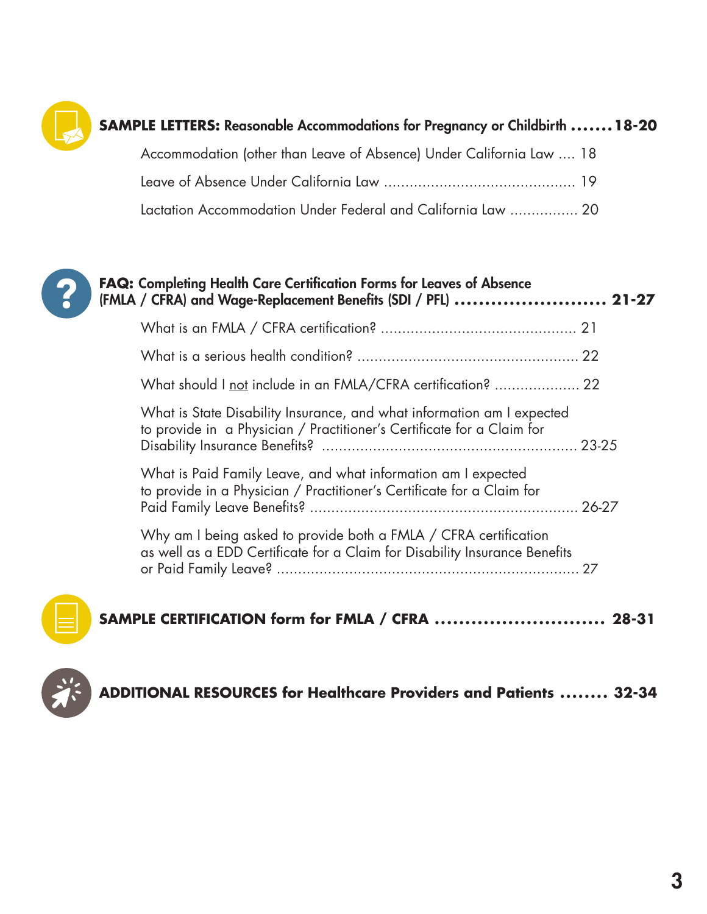**SAMPLE LETTERS: Reasonable Accommodations for Pregnancy or Childbirth ....... 18-20**

- Accommodation (other than Leave of Absence) Under California Law .... 18
- Leave of Absence Under California Law ............................................ 19
- Lactation Accommodation Under Federal and California Law ................ 20

**FAQ: Completing Health Care Certification Forms for Leaves of Absence (FMLA / CFRA) and Wage-Replacement Benefits (SDI / PFL) ......................... 21-27**

- What is an FMLA / CFRA certification? ............................................. 21
- What is a serious health condition? .................................................... 22
- What should I not include in an FMLA/CFRA certification? .................... 22
- What is State Disability Insurance, and what information am I expected to provide in a Physician / Practitioner's Certificate for a Claim for Disability Insurance Benefits? ............................................................ 23-25
- What is Paid Family Leave, and what information am I expected to provide in a Physician / Practitioner's Certificate for a Claim for Paid Family Leave Benefits? ............................................................... 26-27
- Why am I being asked to provide both a FMLA / CFRA certification as well as a EDD Certificate for a Claim for Disability Insurance Benefits or Paid Family Leave? ....................................................................... 27

**SAMPLE CERTIFICATION form for FMLA / CFRA ............................ 28-31**

**ADDITIONAL RESOURCES for Healthcare Providers and Patients ........ 32-34**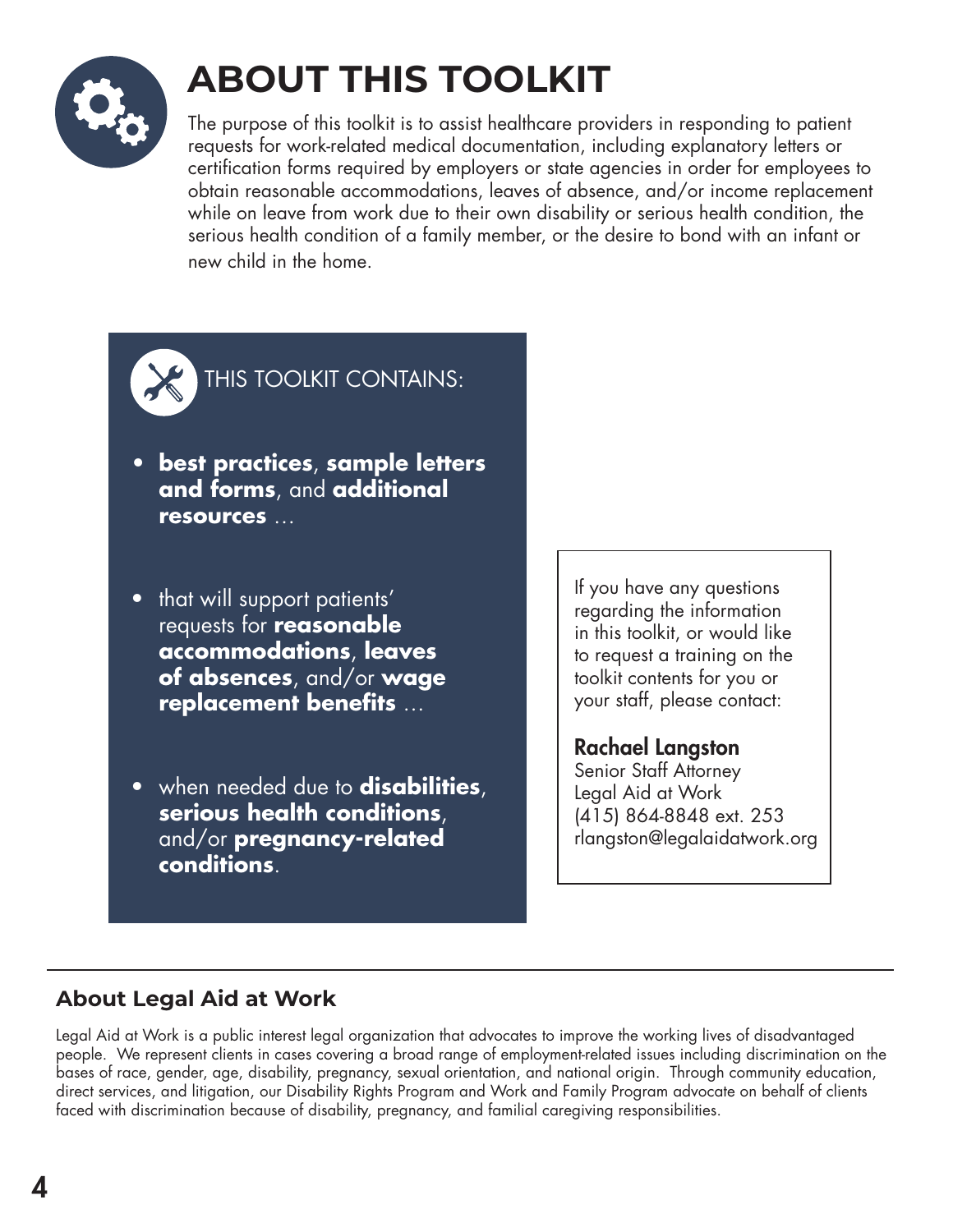# ABOUT THIS TOOLKIT

The purpose of this toolkit is to assist healthcare providers in responding to patient requests for work-related medical documentation, including explanatory letters or certification forms required by employers or state agencies in order for employees to obtain reasonable accommodations, leaves of absence, and/or income replacement while on leave from work due to their own disability or serious health condition, the serious health condition of a family member, or the desire to bond with an infant or new child in the home.

## THIS TOOLKIT CONTAINS:

- **best practices**, **sample letters and forms**, and **additional resources** …
- that will support patients' requests for **reasonable accommodations**, **leaves of absences**, and/or **wage replacement benefits** …
- when needed due to **disabilities**, **serious health conditions**, and/or **pregnancy-related conditions**.

If you have any questions regarding the information in this toolkit, or would like to request a training on the toolkit contents for you or your staff, please contact:

**Rachael Langston**
Senior Staff Attorney
Legal Aid at Work
(415) 864-8848 ext. 253
rlangston@legalaidatwork.org

## About Legal Aid at Work

Legal Aid at Work is a public interest legal organization that advocates to improve the working lives of disadvantaged people. We represent clients in cases covering a broad range of employment-related issues including discrimination on the bases of race, gender, age, disability, pregnancy, sexual orientation, and national origin. Through community education, direct services, and litigation, our Disability Rights Program and Work and Family Program advocate on behalf of clients faced with discrimination because of disability, pregnancy, and familial caregiving responsibilities.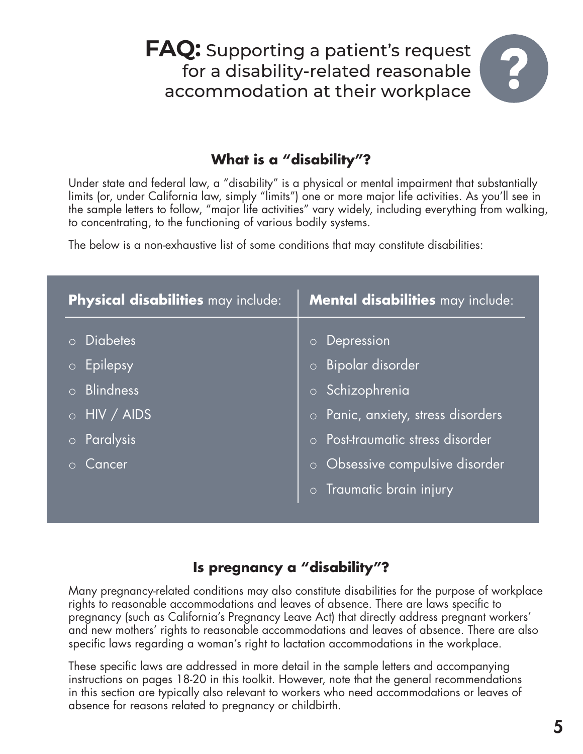# **FAQ:** Supporting a patient's request for a disability-related reasonable accommodation at their workplace

## What is a "disability"?

Under state and federal law, a "disability" is a physical or mental impairment that substantially limits (or, under California law, simply "limits") one or more major life activities. As you'll see in the sample letters to follow, "major life activities" vary widely, including everything from walking, to concentrating, to the functioning of various bodily systems.

The below is a non-exhaustive list of some conditions that may constitute disabilities:

| **Physical disabilities** may include: | **Mental disabilities** may include: |
| --- | --- |
| ○ Diabetes | ○ Depression |
| ○ Epilepsy | ○ Bipolar disorder |
| ○ Blindness | ○ Schizophrenia |
| ○ HIV / AIDS | ○ Panic, anxiety, stress disorders |
| ○ Paralysis | ○ Post-traumatic stress disorder |
| ○ Cancer | ○ Obsessive compulsive disorder |
| | ○ Traumatic brain injury |

## Is pregnancy a "disability"?

Many pregnancy-related conditions may also constitute disabilities for the purpose of workplace rights to reasonable accommodations and leaves of absence. There are laws specific to pregnancy (such as California's Pregnancy Leave Act) that directly address pregnant workers' and new mothers' rights to reasonable accommodations and leaves of absence. There are also specific laws regarding a woman's right to lactation accommodations in the workplace.

These specific laws are addressed in more detail in the sample letters and accompanying instructions on pages 18-20 in this toolkit. However, note that the general recommendations in this section are typically also relevant to workers who need accommodations or leaves of absence for reasons related to pregnancy or childbirth.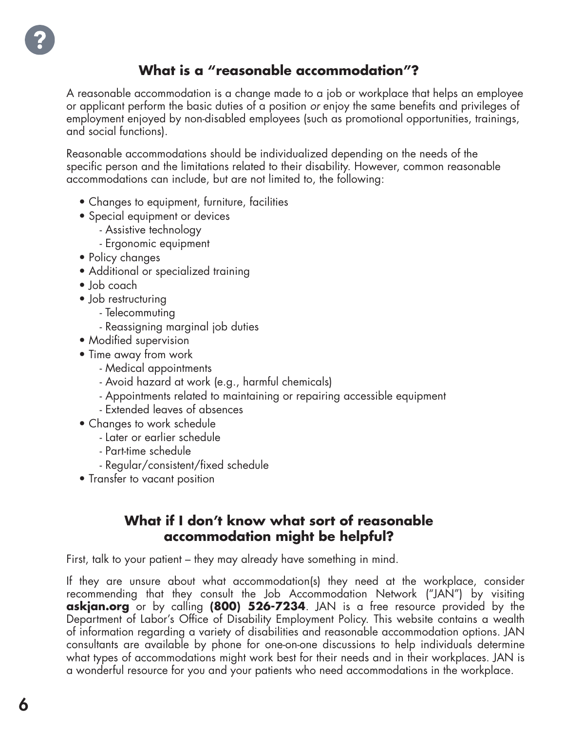## What is a "reasonable accommodation"?

A reasonable accommodation is a change made to a job or workplace that helps an employee or applicant perform the basic duties of a position *or* enjoy the same benefits and privileges of employment enjoyed by non-disabled employees (such as promotional opportunities, trainings, and social functions).

Reasonable accommodations should be individualized depending on the needs of the specific person and the limitations related to their disability. However, common reasonable accommodations can include, but are not limited to, the following:

- Changes to equipment, furniture, facilities
- Special equipment or devices
  - Assistive technology
  - Ergonomic equipment
- Policy changes
- Additional or specialized training
- Job coach
- Job restructuring
  - Telecommuting
  - Reassigning marginal job duties
- Modified supervision
- Time away from work
  - Medical appointments
  - Avoid hazard at work (e.g., harmful chemicals)
  - Appointments related to maintaining or repairing accessible equipment
  - Extended leaves of absences
- Changes to work schedule
  - Later or earlier schedule
  - Part-time schedule
  - Regular/consistent/fixed schedule
- Transfer to vacant position

## What if I don't know what sort of reasonable accommodation might be helpful?

First, talk to your patient – they may already have something in mind.

If they are unsure about what accommodation(s) they need at the workplace, consider recommending that they consult the Job Accommodation Network ("JAN") by visiting **askjan.org** or by calling **(800) 526-7234**. JAN is a free resource provided by the Department of Labor's Office of Disability Employment Policy. This website contains a wealth of information regarding a variety of disabilities and reasonable accommodation options. JAN consultants are available by phone for one-on-one discussions to help individuals determine what types of accommodations might work best for their needs and in their workplaces. JAN is a wonderful resource for you and your patients who need accommodations in the workplace.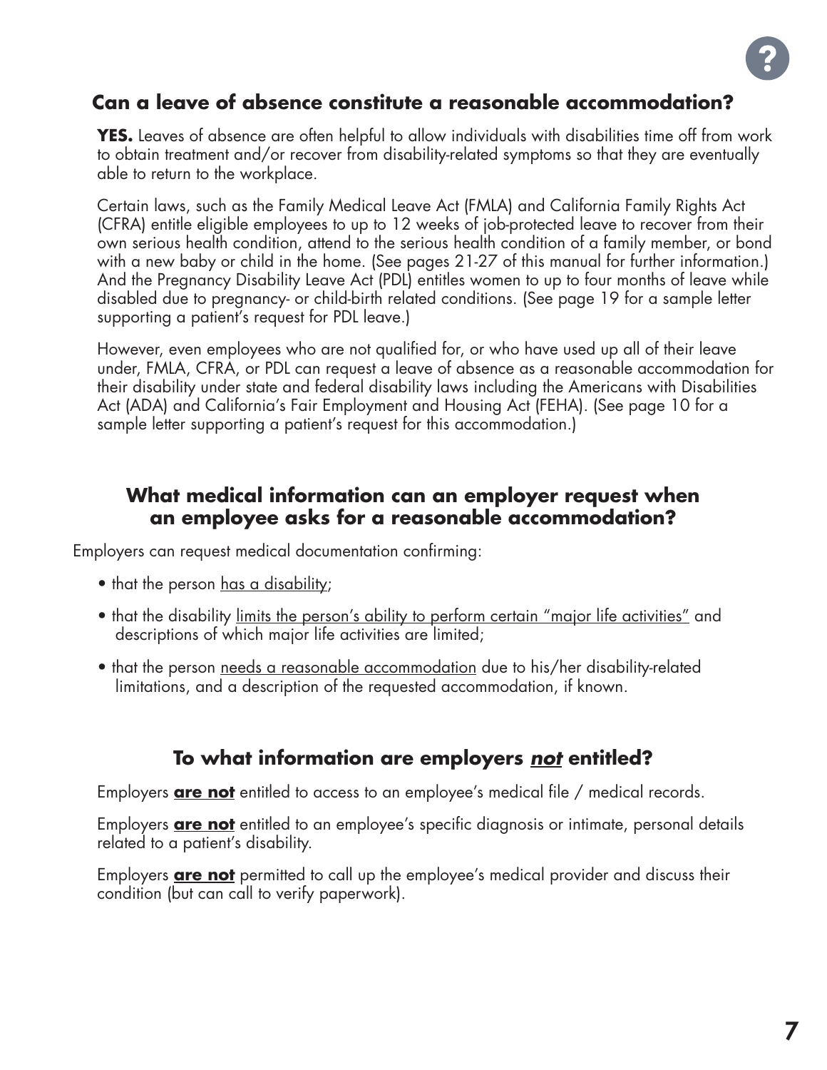## Can a leave of absence constitute a reasonable accommodation?

**YES.** Leaves of absence are often helpful to allow individuals with disabilities time off from work to obtain treatment and/or recover from disability-related symptoms so that they are eventually able to return to the workplace.

Certain laws, such as the Family Medical Leave Act (FMLA) and California Family Rights Act (CFRA) entitle eligible employees to up to 12 weeks of job-protected leave to recover from their own serious health condition, attend to the serious health condition of a family member, or bond with a new baby or child in the home. (See pages 21-27 of this manual for further information.) And the Pregnancy Disability Leave Act (PDL) entitles women to up to four months of leave while disabled due to pregnancy- or child-birth related conditions. (See page 19 for a sample letter supporting a patient's request for PDL leave.)

However, even employees who are not qualified for, or who have used up all of their leave under, FMLA, CFRA, or PDL can request a leave of absence as a reasonable accommodation for their disability under state and federal disability laws including the Americans with Disabilities Act (ADA) and California's Fair Employment and Housing Act (FEHA). (See page 10 for a sample letter supporting a patient's request for this accommodation.)

## What medical information can an employer request when an employee asks for a reasonable accommodation?

Employers can request medical documentation confirming:

- that the person has a disability;
- that the disability limits the person's ability to perform certain "major life activities" and descriptions of which major life activities are limited;
- that the person needs a reasonable accommodation due to his/her disability-related limitations, and a description of the requested accommodation, if known.

## To what information are employers *not* entitled?

Employers **are not** entitled to access to an employee's medical file / medical records.

Employers **are not** entitled to an employee's specific diagnosis or intimate, personal details related to a patient's disability.

Employers **are not** permitted to call up the employee's medical provider and discuss their condition (but can call to verify paperwork).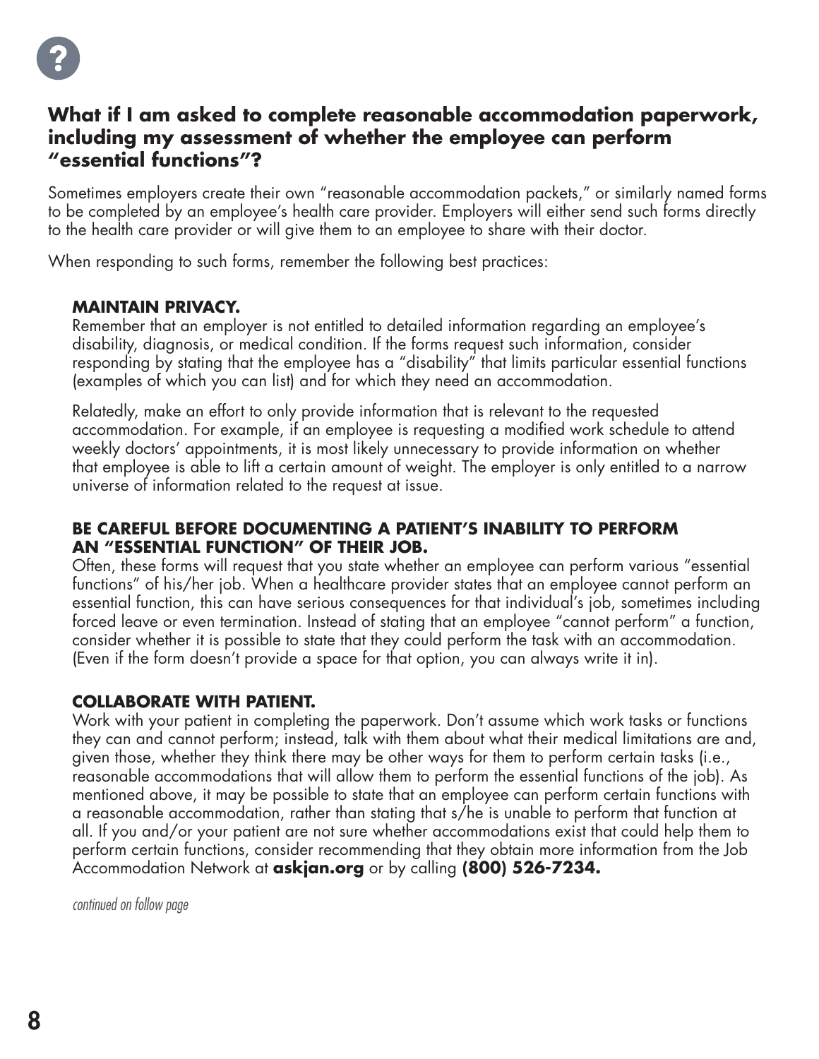## What if I am asked to complete reasonable accommodation paperwork, including my assessment of whether the employee can perform "essential functions"?

Sometimes employers create their own "reasonable accommodation packets," or similarly named forms to be completed by an employee's health care provider. Employers will either send such forms directly to the health care provider or will give them to an employee to share with their doctor.

When responding to such forms, remember the following best practices:

**MAINTAIN PRIVACY.**
Remember that an employer is not entitled to detailed information regarding an employee's disability, diagnosis, or medical condition. If the forms request such information, consider responding by stating that the employee has a "disability" that limits particular essential functions (examples of which you can list) and for which they need an accommodation.

Relatedly, make an effort to only provide information that is relevant to the requested accommodation. For example, if an employee is requesting a modified work schedule to attend weekly doctors' appointments, it is most likely unnecessary to provide information on whether that employee is able to lift a certain amount of weight. The employer is only entitled to a narrow universe of information related to the request at issue.

**BE CAREFUL BEFORE DOCUMENTING A PATIENT'S INABILITY TO PERFORM AN "ESSENTIAL FUNCTION" OF THEIR JOB.**
Often, these forms will request that you state whether an employee can perform various "essential functions" of his/her job. When a healthcare provider states that an employee cannot perform an essential function, this can have serious consequences for that individual's job, sometimes including forced leave or even termination. Instead of stating that an employee "cannot perform" a function, consider whether it is possible to state that they could perform the task with an accommodation. (Even if the form doesn't provide a space for that option, you can always write it in).

**COLLABORATE WITH PATIENT.**
Work with your patient in completing the paperwork. Don't assume which work tasks or functions they can and cannot perform; instead, talk with them about what their medical limitations are and, given those, whether they think there may be other ways for them to perform certain tasks (i.e., reasonable accommodations that will allow them to perform the essential functions of the job). As mentioned above, it may be possible to state that an employee can perform certain functions with a reasonable accommodation, rather than stating that s/he is unable to perform that function at all. If you and/or your patient are not sure whether accommodations exist that could help them to perform certain functions, consider recommending that they obtain more information from the Job Accommodation Network at **askjan.org** or by calling **(800) 526-7234.**

*continued on follow page*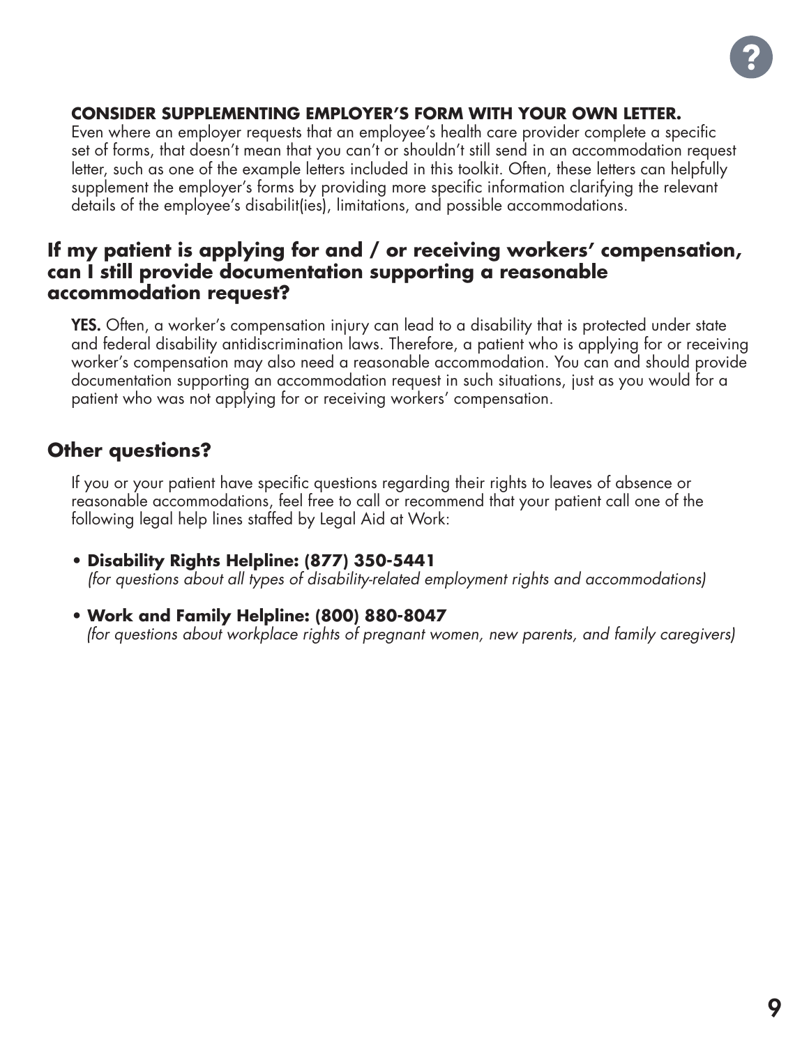**CONSIDER SUPPLEMENTING EMPLOYER'S FORM WITH YOUR OWN LETTER.**
Even where an employer requests that an employee's health care provider complete a specific set of forms, that doesn't mean that you can't or shouldn't still send in an accommodation request letter, such as one of the example letters included in this toolkit. Often, these letters can helpfully supplement the employer's forms by providing more specific information clarifying the relevant details of the employee's disabilit(ies), limitations, and possible accommodations.

## If my patient is applying for and / or receiving workers' compensation, can I still provide documentation supporting a reasonable accommodation request?

**YES.** Often, a worker's compensation injury can lead to a disability that is protected under state and federal disability antidiscrimination laws. Therefore, a patient who is applying for or receiving worker's compensation may also need a reasonable accommodation. You can and should provide documentation supporting an accommodation request in such situations, just as you would for a patient who was not applying for or receiving workers' compensation.

## Other questions?

If you or your patient have specific questions regarding their rights to leaves of absence or reasonable accommodations, feel free to call or recommend that your patient call one of the following legal help lines staffed by Legal Aid at Work:

- **Disability Rights Helpline: (877) 350-5441**
  *(for questions about all types of disability-related employment rights and accommodations)*
- **Work and Family Helpline: (800) 880-8047**
  *(for questions about workplace rights of pregnant women, new parents, and family caregivers)*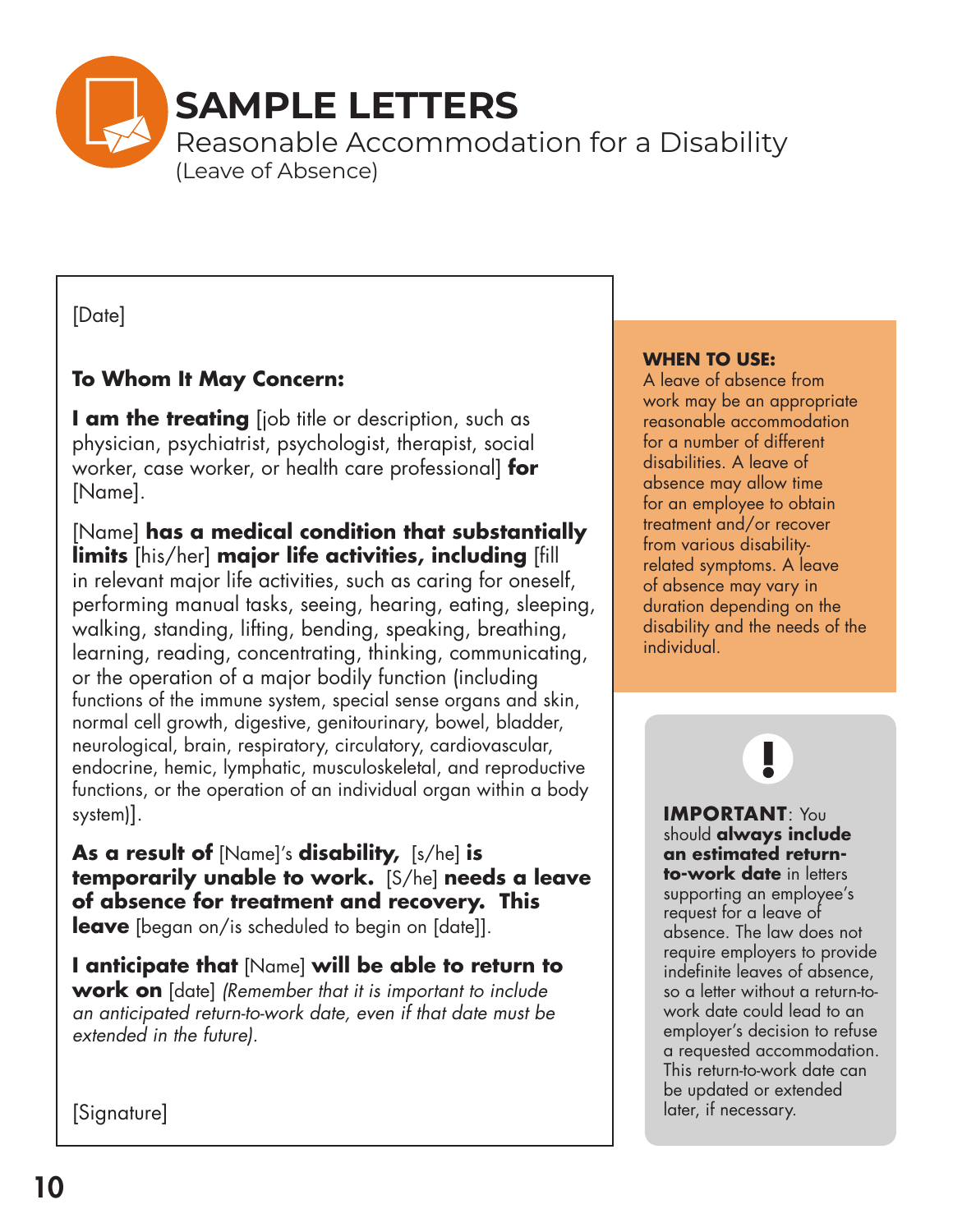# SAMPLE LETTERS

## Reasonable Accommodation for a Disability

(Leave of Absence)

[Date]

**To Whom It May Concern:**

**I am the treating** [job title or description, such as physician, psychiatrist, psychologist, therapist, social worker, case worker, or health care professional] **for** [Name].

[Name] **has a medical condition that substantially limits** [his/her] **major life activities, including** [fill in relevant major life activities, such as caring for oneself, performing manual tasks, seeing, hearing, eating, sleeping, walking, standing, lifting, bending, speaking, breathing, learning, reading, concentrating, thinking, communicating, or the operation of a major bodily function (including functions of the immune system, special sense organs and skin, normal cell growth, digestive, genitourinary, bowel, bladder, neurological, brain, respiratory, circulatory, cardiovascular, endocrine, hemic, lymphatic, musculoskeletal, and reproductive functions, or the operation of an individual organ within a body system)].

**As a result of** [Name]'s **disability,** [s/he] **is temporarily unable to work.** [S/he] **needs a leave of absence for treatment and recovery. This leave** [began on/is scheduled to begin on [date]].

**I anticipate that** [Name] **will be able to return to work on** [date] *(Remember that it is important to include an anticipated return-to-work date, even if that date must be extended in the future).*

[Signature]

**WHEN TO USE:**
A leave of absence from work may be an appropriate reasonable accommodation for a number of different disabilities. A leave of absence may allow time for an employee to obtain treatment and/or recover from various disability-related symptoms. A leave of absence may vary in duration depending on the disability and the needs of the individual.

**IMPORTANT**: You should **always include an estimated return-to-work date** in letters supporting an employee's request for a leave of absence. The law does not require employers to provide indefinite leaves of absence, so a letter without a return-to-work date could lead to an employer's decision to refuse a requested accommodation. This return-to-work date can be updated or extended later, if necessary.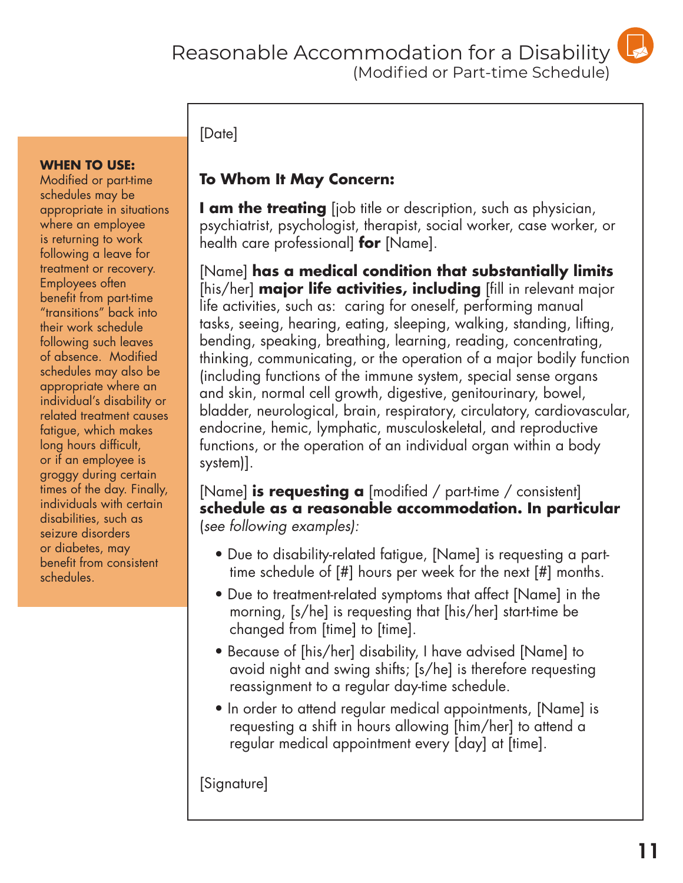# Reasonable Accommodation for a Disability

(Modified or Part-time Schedule)

**WHEN TO USE:**
Modified or part-time schedules may be appropriate in situations where an employee is returning to work following a leave for treatment or recovery. Employees often benefit from part-time "transitions" back into their work schedule following such leaves of absence. Modified schedules may also be appropriate where an individual's disability or related treatment causes fatigue, which makes long hours difficult, or if an employee is groggy during certain times of the day. Finally, individuals with certain disabilities, such as seizure disorders or diabetes, may benefit from consistent schedules.

[Date]

**To Whom It May Concern:**

**I am the treating** [job title or description, such as physician, psychiatrist, psychologist, therapist, social worker, case worker, or health care professional] **for** [Name].

[Name] **has a medical condition that substantially limits** [his/her] **major life activities, including** [fill in relevant major life activities, such as: caring for oneself, performing manual tasks, seeing, hearing, eating, sleeping, walking, standing, lifting, bending, speaking, breathing, learning, reading, concentrating, thinking, communicating, or the operation of a major bodily function (including functions of the immune system, special sense organs and skin, normal cell growth, digestive, genitourinary, bowel, bladder, neurological, brain, respiratory, circulatory, cardiovascular, endocrine, hemic, lymphatic, musculoskeletal, and reproductive functions, or the operation of an individual organ within a body system)].

[Name] **is requesting a** [modified / part-time / consistent] **schedule as a reasonable accommodation. In particular** (*see following examples):*

- Due to disability-related fatigue, [Name] is requesting a part-time schedule of [#] hours per week for the next [#] months.
- Due to treatment-related symptoms that affect [Name] in the morning, [s/he] is requesting that [his/her] start-time be changed from [time] to [time].
- Because of [his/her] disability, I have advised [Name] to avoid night and swing shifts; [s/he] is therefore requesting reassignment to a regular day-time schedule.
- In order to attend regular medical appointments, [Name] is requesting a shift in hours allowing [him/her] to attend a regular medical appointment every [day] at [time].

[Signature]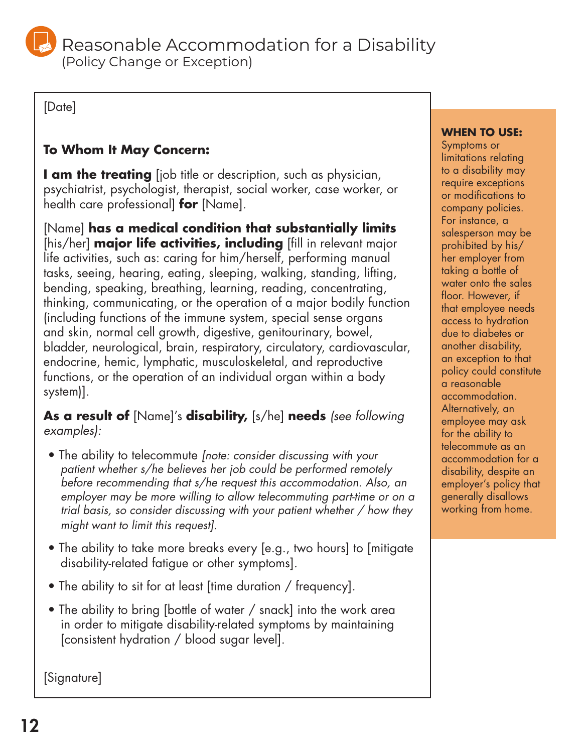# Reasonable Accommodation for a Disability

(Policy Change or Exception)

[Date]

**To Whom It May Concern:**

**I am the treating** [job title or description, such as physician, psychiatrist, psychologist, therapist, social worker, case worker, or health care professional] **for** [Name].

[Name] **has a medical condition that substantially limits** [his/her] **major life activities, including** [fill in relevant major life activities, such as: caring for him/herself, performing manual tasks, seeing, hearing, eating, sleeping, walking, standing, lifting, bending, speaking, breathing, learning, reading, concentrating, thinking, communicating, or the operation of a major bodily function (including functions of the immune system, special sense organs and skin, normal cell growth, digestive, genitourinary, bowel, bladder, neurological, brain, respiratory, circulatory, cardiovascular, endocrine, hemic, lymphatic, musculoskeletal, and reproductive functions, or the operation of an individual organ within a body system)].

**As a result of** [Name]'s **disability,** [s/he] **needs** *(see following examples):*

- The ability to telecommute *[note: consider discussing with your patient whether s/he believes her job could be performed remotely before recommending that s/he request this accommodation. Also, an employer may be more willing to allow telecommuting part-time or on a trial basis, so consider discussing with your patient whether / how they might want to limit this request].*
- The ability to take more breaks every [e.g., two hours] to [mitigate disability-related fatigue or other symptoms].
- The ability to sit for at least [time duration / frequency].
- The ability to bring [bottle of water / snack] into the work area in order to mitigate disability-related symptoms by maintaining [consistent hydration / blood sugar level].

[Signature]

**WHEN TO USE:**
Symptoms or limitations relating to a disability may require exceptions or modifications to company policies. For instance, a salesperson may be prohibited by his/her employer from taking a bottle of water onto the sales floor. However, if that employee needs access to hydration due to diabetes or another disability, an exception to that policy could constitute a reasonable accommodation. Alternatively, an employee may ask for the ability to telecommute as an accommodation for a disability, despite an employer's policy that generally disallows working from home.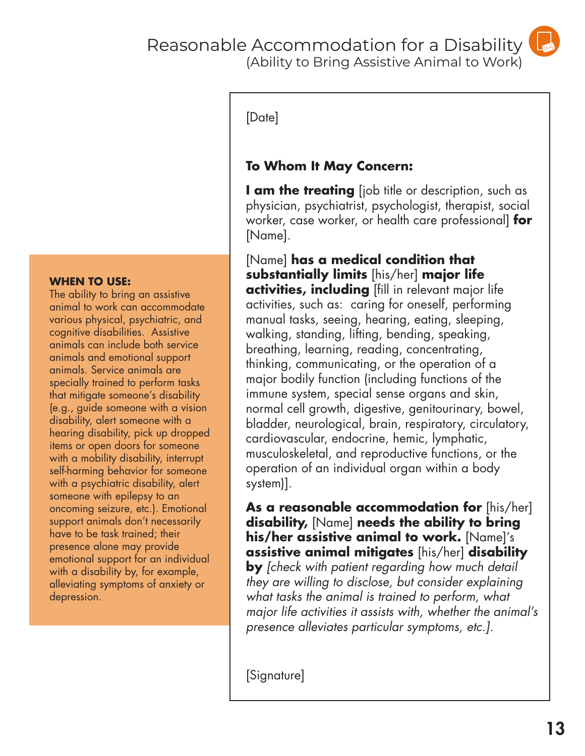# Reasonable Accommodation for a Disability

(Ability to Bring Assistive Animal to Work)

**WHEN TO USE:**
The ability to bring an assistive animal to work can accommodate various physical, psychiatric, and cognitive disabilities. Assistive animals can include both service animals and emotional support animals. Service animals are specially trained to perform tasks that mitigate someone's disability (e.g., guide someone with a vision disability, alert someone with a hearing disability, pick up dropped items or open doors for someone with a mobility disability, interrupt self-harming behavior for someone with a psychiatric disability, alert someone with epilepsy to an oncoming seizure, etc.). Emotional support animals don't necessarily have to be task trained; their presence alone may provide emotional support for an individual with a disability by, for example, alleviating symptoms of anxiety or depression.

[Date]

**To Whom It May Concern:**

**I am the treating** [job title or description, such as physician, psychiatrist, psychologist, therapist, social worker, case worker, or health care professional] **for** [Name].

[Name] **has a medical condition that substantially limits** [his/her] **major life activities, including** [fill in relevant major life activities, such as: caring for oneself, performing manual tasks, seeing, hearing, eating, sleeping, walking, standing, lifting, bending, speaking, breathing, learning, reading, concentrating, thinking, communicating, or the operation of a major bodily function (including functions of the immune system, special sense organs and skin, normal cell growth, digestive, genitourinary, bowel, bladder, neurological, brain, respiratory, circulatory, cardiovascular, endocrine, hemic, lymphatic, musculoskeletal, and reproductive functions, or the operation of an individual organ within a body system)].

**As a reasonable accommodation for** [his/her] **disability,** [Name] **needs the ability to bring his/her assistive animal to work.** [Name]'s **assistive animal mitigates** [his/her] **disability by** *[check with patient regarding how much detail they are willing to disclose, but consider explaining what tasks the animal is trained to perform, what major life activities it assists with, whether the animal's presence alleviates particular symptoms, etc.].*

[Signature]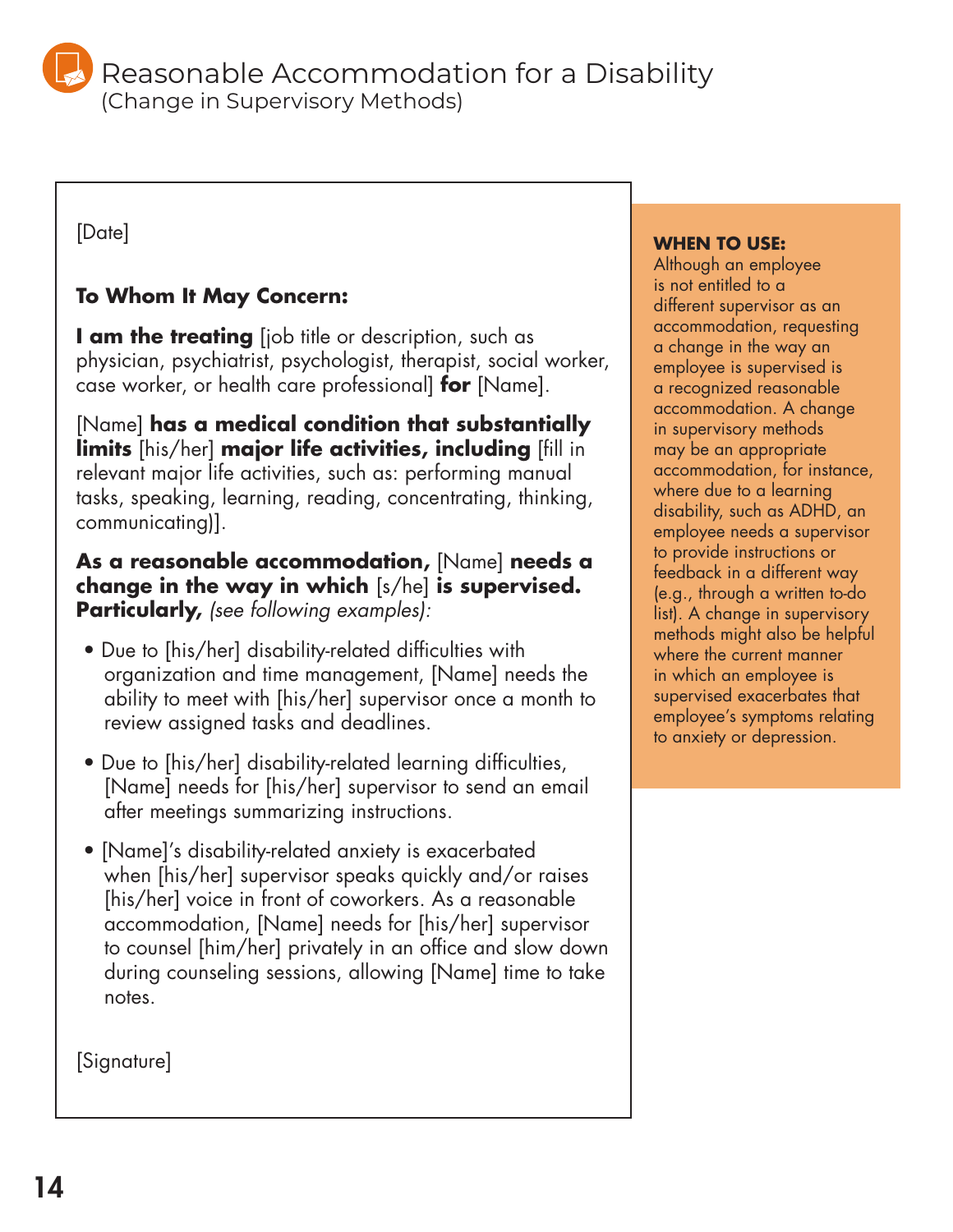# Reasonable Accommodation for a Disability

(Change in Supervisory Methods)

[Date]

**To Whom It May Concern:**

**I am the treating** [job title or description, such as physician, psychiatrist, psychologist, therapist, social worker, case worker, or health care professional] **for** [Name].

[Name] **has a medical condition that substantially limits** [his/her] **major life activities, including** [fill in relevant major life activities, such as: performing manual tasks, speaking, learning, reading, concentrating, thinking, communicating)].

**As a reasonable accommodation,** [Name] **needs a change in the way in which** [s/he] **is supervised. Particularly,** *(see following examples):*

- Due to [his/her] disability-related difficulties with organization and time management, [Name] needs the ability to meet with [his/her] supervisor once a month to review assigned tasks and deadlines.
- Due to [his/her] disability-related learning difficulties, [Name] needs for [his/her] supervisor to send an email after meetings summarizing instructions.
- [Name]'s disability-related anxiety is exacerbated when [his/her] supervisor speaks quickly and/or raises [his/her] voice in front of coworkers. As a reasonable accommodation, [Name] needs for [his/her] supervisor to counsel [him/her] privately in an office and slow down during counseling sessions, allowing [Name] time to take notes.

[Signature]

**WHEN TO USE:**
Although an employee is not entitled to a different supervisor as an accommodation, requesting a change in the way an employee is supervised is a recognized reasonable accommodation. A change in supervisory methods may be an appropriate accommodation, for instance, where due to a learning disability, such as ADHD, an employee needs a supervisor to provide instructions or feedback in a different way (e.g., through a written to-do list). A change in supervisory methods might also be helpful where the current manner in which an employee is supervised exacerbates that employee's symptoms relating to anxiety or depression.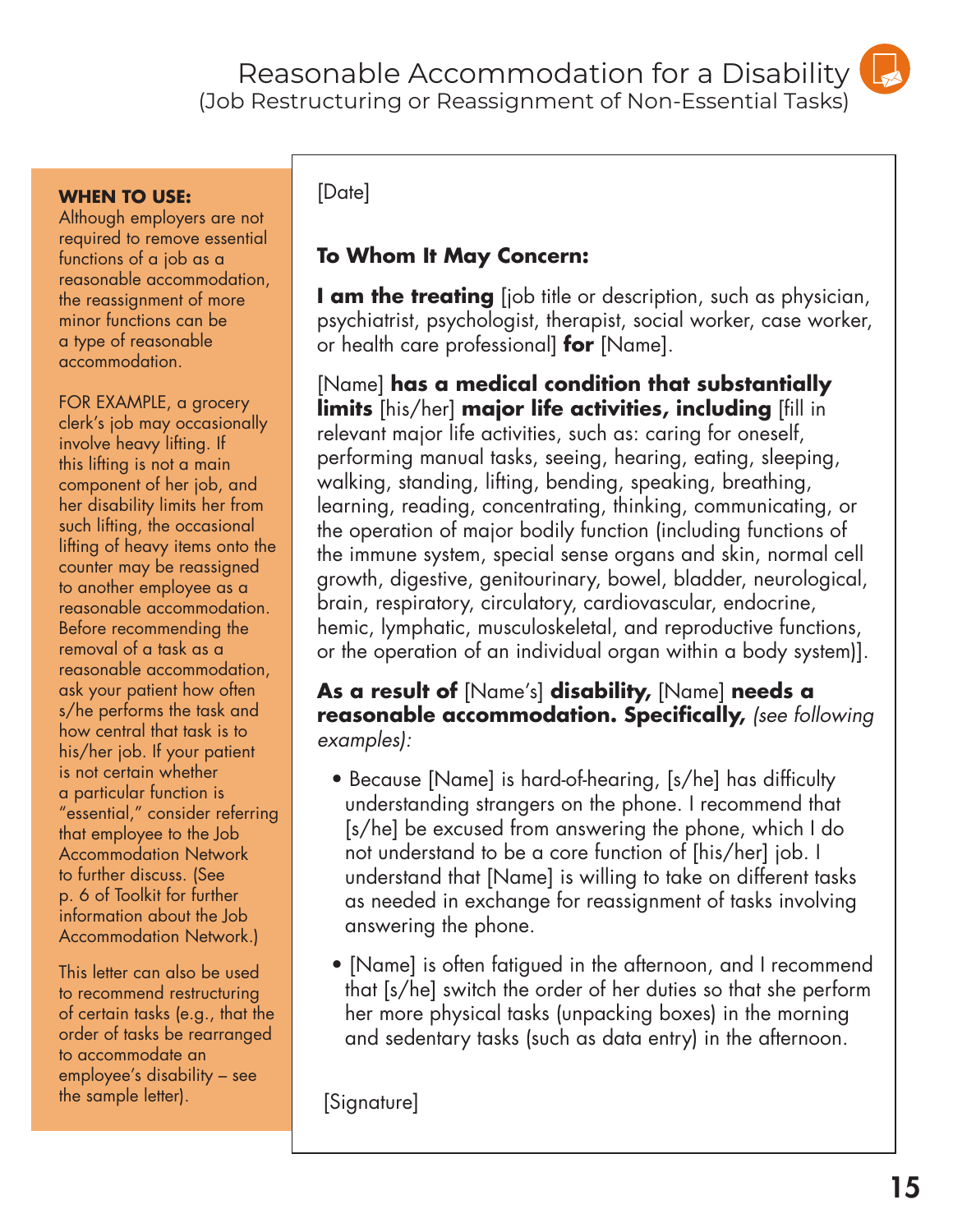# Reasonable Accommodation for a Disability

(Job Restructuring or Reassignment of Non-Essential Tasks)

**WHEN TO USE:**
Although employers are not required to remove essential functions of a job as a reasonable accommodation, the reassignment of more minor functions can be a type of reasonable accommodation.

FOR EXAMPLE, a grocery clerk's job may occasionally involve heavy lifting. If this lifting is not a main component of her job, and her disability limits her from such lifting, the occasional lifting of heavy items onto the counter may be reassigned to another employee as a reasonable accommodation. Before recommending the removal of a task as a reasonable accommodation, ask your patient how often s/he performs the task and how central that task is to his/her job. If your patient is not certain whether a particular function is "essential," consider referring that employee to the Job Accommodation Network to further discuss. (See p. 6 of Toolkit for further information about the Job Accommodation Network.)

This letter can also be used to recommend restructuring of certain tasks (e.g., that the order of tasks be rearranged to accommodate an employee's disability – see the sample letter).

---

[Date]

**To Whom It May Concern:**

**I am the treating** [job title or description, such as physician, psychiatrist, psychologist, therapist, social worker, case worker, or health care professional] **for** [Name].

[Name] **has a medical condition that substantially limits** [his/her] **major life activities, including** [fill in relevant major life activities, such as: caring for oneself, performing manual tasks, seeing, hearing, eating, sleeping, walking, standing, lifting, bending, speaking, breathing, learning, reading, concentrating, thinking, communicating, or the operation of major bodily function (including functions of the immune system, special sense organs and skin, normal cell growth, digestive, genitourinary, bowel, bladder, neurological, brain, respiratory, circulatory, cardiovascular, endocrine, hemic, lymphatic, musculoskeletal, and reproductive functions, or the operation of an individual organ within a body system)].

**As a result of** [Name's] **disability,** [Name] **needs a reasonable accommodation. Specifically,** *(see following examples):*

- Because [Name] is hard-of-hearing, [s/he] has difficulty understanding strangers on the phone. I recommend that [s/he] be excused from answering the phone, which I do not understand to be a core function of [his/her] job. I understand that [Name] is willing to take on different tasks as needed in exchange for reassignment of tasks involving answering the phone.
- [Name] is often fatigued in the afternoon, and I recommend that [s/he] switch the order of her duties so that she perform her more physical tasks (unpacking boxes) in the morning and sedentary tasks (such as data entry) in the afternoon.

[Signature]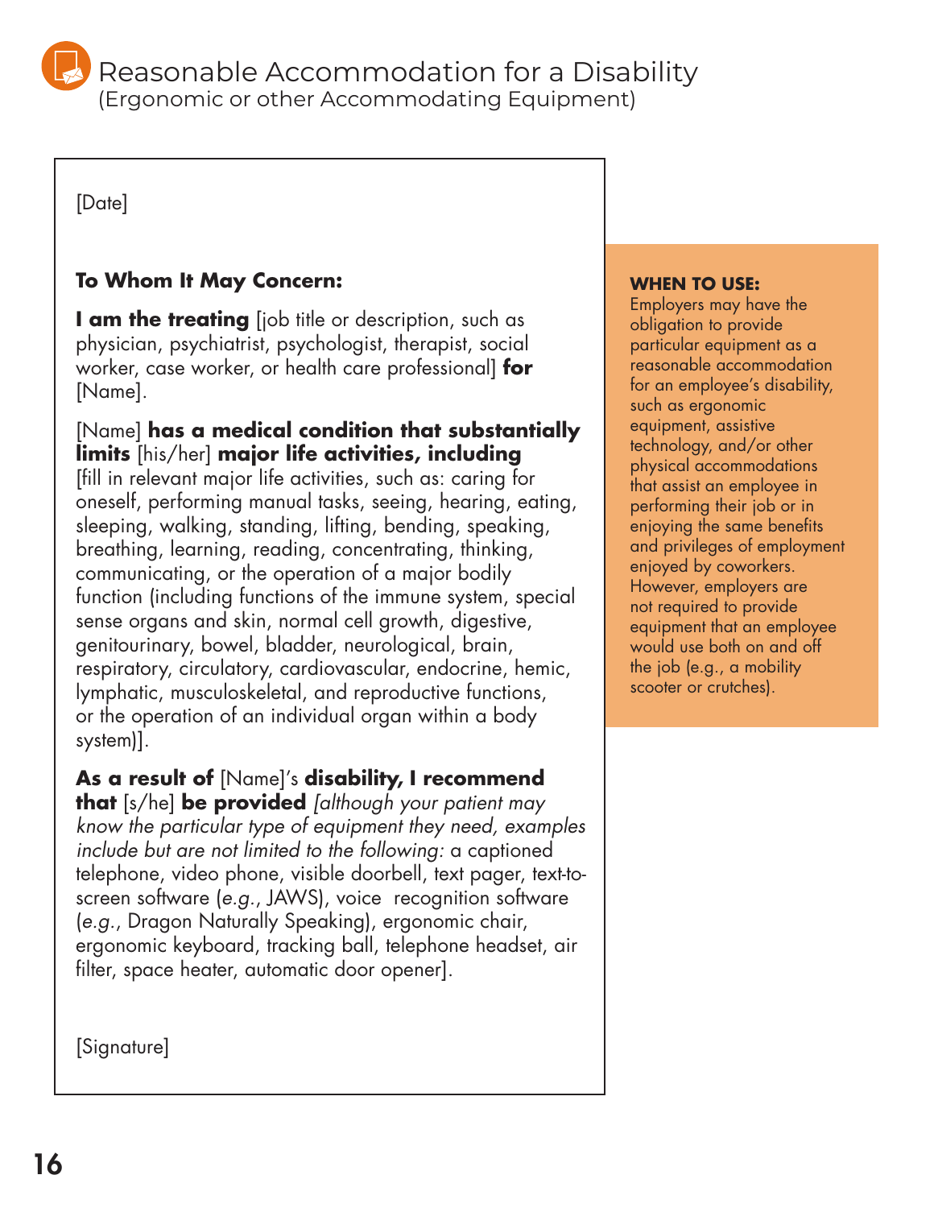# Reasonable Accommodation for a Disability
(Ergonomic or other Accommodating Equipment)

[Date]

**To Whom It May Concern:**

**I am the treating** [job title or description, such as physician, psychiatrist, psychologist, therapist, social worker, case worker, or health care professional] **for** [Name].

[Name] **has a medical condition that substantially limits** [his/her] **major life activities, including** [fill in relevant major life activities, such as: caring for oneself, performing manual tasks, seeing, hearing, eating, sleeping, walking, standing, lifting, bending, speaking, breathing, learning, reading, concentrating, thinking, communicating, or the operation of a major bodily function (including functions of the immune system, special sense organs and skin, normal cell growth, digestive, genitourinary, bowel, bladder, neurological, brain, respiratory, circulatory, cardiovascular, endocrine, hemic, lymphatic, musculoskeletal, and reproductive functions, or the operation of an individual organ within a body system)].

**As a result of** [Name]'s **disability, I recommend that** [s/he] **be provided** [*although your patient may know the particular type of equipment they need, examples include but are not limited to the following:* a captioned telephone, video phone, visible doorbell, text pager, text-to-screen software (*e.g.*, JAWS), voice recognition software (*e.g.*, Dragon Naturally Speaking), ergonomic chair, ergonomic keyboard, tracking ball, telephone headset, air filter, space heater, automatic door opener].

[Signature]

**WHEN TO USE:**
Employers may have the obligation to provide particular equipment as a reasonable accommodation for an employee's disability, such as ergonomic equipment, assistive technology, and/or other physical accommodations that assist an employee in performing their job or in enjoying the same benefits and privileges of employment enjoyed by coworkers. However, employers are not required to provide equipment that an employee would use both on and off the job (e.g., a mobility scooter or crutches).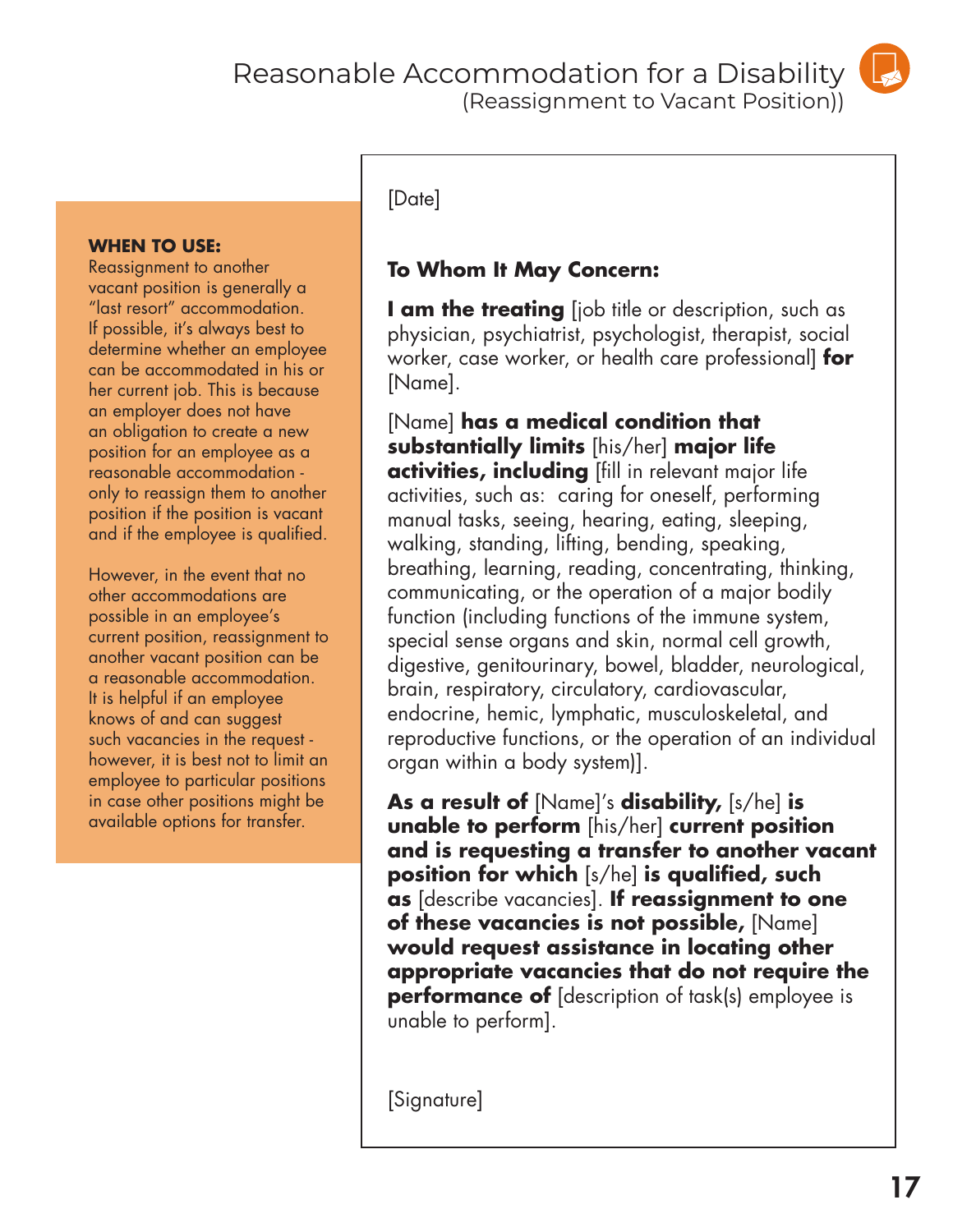# Reasonable Accommodation for a Disability
## (Reassignment to Vacant Position))

**WHEN TO USE:**
Reassignment to another vacant position is generally a "last resort" accommodation. If possible, it's always best to determine whether an employee can be accommodated in his or her current job. This is because an employer does not have an obligation to create a new position for an employee as a reasonable accommodation - only to reassign them to another position if the position is vacant and if the employee is qualified.

However, in the event that no other accommodations are possible in an employee's current position, reassignment to another vacant position can be a reasonable accommodation. It is helpful if an employee knows of and can suggest such vacancies in the request - however, it is best not to limit an employee to particular positions in case other positions might be available options for transfer.

[Date]

**To Whom It May Concern:**

**I am the treating** [job title or description, such as physician, psychiatrist, psychologist, therapist, social worker, case worker, or health care professional] **for** [Name].

[Name] **has a medical condition that substantially limits** [his/her] **major life activities, including** [fill in relevant major life activities, such as: caring for oneself, performing manual tasks, seeing, hearing, eating, sleeping, walking, standing, lifting, bending, speaking, breathing, learning, reading, concentrating, thinking, communicating, or the operation of a major bodily function (including functions of the immune system, special sense organs and skin, normal cell growth, digestive, genitourinary, bowel, bladder, neurological, brain, respiratory, circulatory, cardiovascular, endocrine, hemic, lymphatic, musculoskeletal, and reproductive functions, or the operation of an individual organ within a body system)].

**As a result of** [Name]'s **disability,** [s/he] **is unable to perform** [his/her] **current position and is requesting a transfer to another vacant position for which** [s/he] **is qualified, such as** [describe vacancies]. **If reassignment to one of these vacancies is not possible,** [Name] **would request assistance in locating other appropriate vacancies that do not require the performance of** [description of task(s) employee is unable to perform].

[Signature]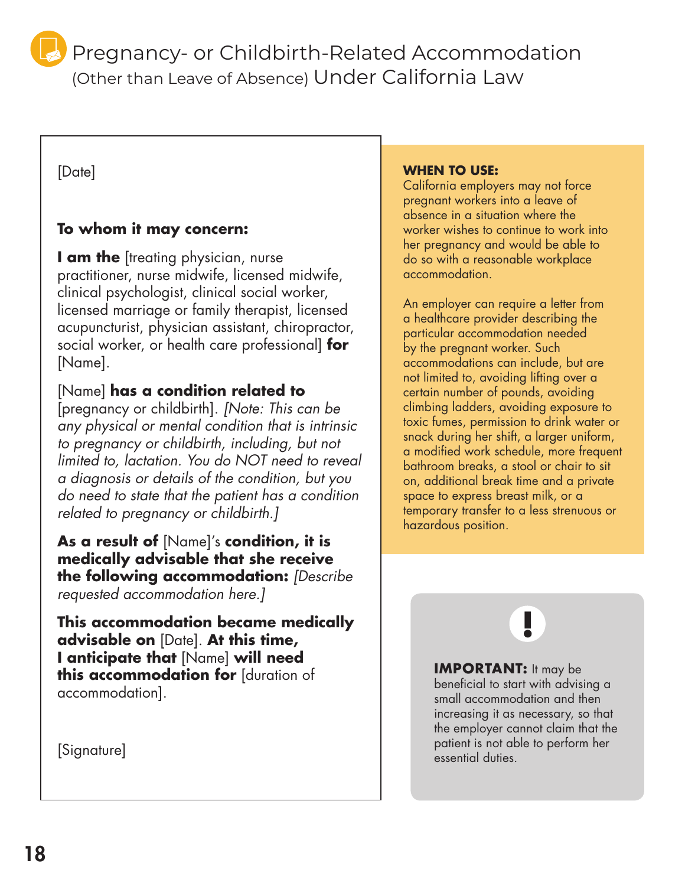# Pregnancy- or Childbirth-Related Accommodation (Other than Leave of Absence) Under California Law

[Date]

**To whom it may concern:**

**I am the** [treating physician, nurse practitioner, nurse midwife, licensed midwife, clinical psychologist, clinical social worker, licensed marriage or family therapist, licensed acupuncturist, physician assistant, chiropractor, social worker, or health care professional] **for** [Name].

[Name] **has a condition related to** [pregnancy or childbirth]. *[Note: This can be any physical or mental condition that is intrinsic to pregnancy or childbirth, including, but not limited to, lactation. You do NOT need to reveal a diagnosis or details of the condition, but you do need to state that the patient has a condition related to pregnancy or childbirth.]*

**As a result of** [Name]'s **condition, it is medically advisable that she receive the following accommodation:** *[Describe requested accommodation here.]*

**This accommodation became medically advisable on** [Date]. **At this time, I anticipate that** [Name] **will need this accommodation for** [duration of accommodation].

[Signature]

**WHEN TO USE:**
California employers may not force pregnant workers into a leave of absence in a situation where the worker wishes to continue to work into her pregnancy and would be able to do so with a reasonable workplace accommodation.

An employer can require a letter from a healthcare provider describing the particular accommodation needed by the pregnant worker. Such accommodations can include, but are not limited to, avoiding lifting over a certain number of pounds, avoiding climbing ladders, avoiding exposure to toxic fumes, permission to drink water or snack during her shift, a larger uniform, a modified work schedule, more frequent bathroom breaks, a stool or chair to sit on, additional break time and a private space to express breast milk, or a temporary transfer to a less strenuous or hazardous position.

**IMPORTANT:** It may be beneficial to start with advising a small accommodation and then increasing it as necessary, so that the employer cannot claim that the patient is not able to perform her essential duties.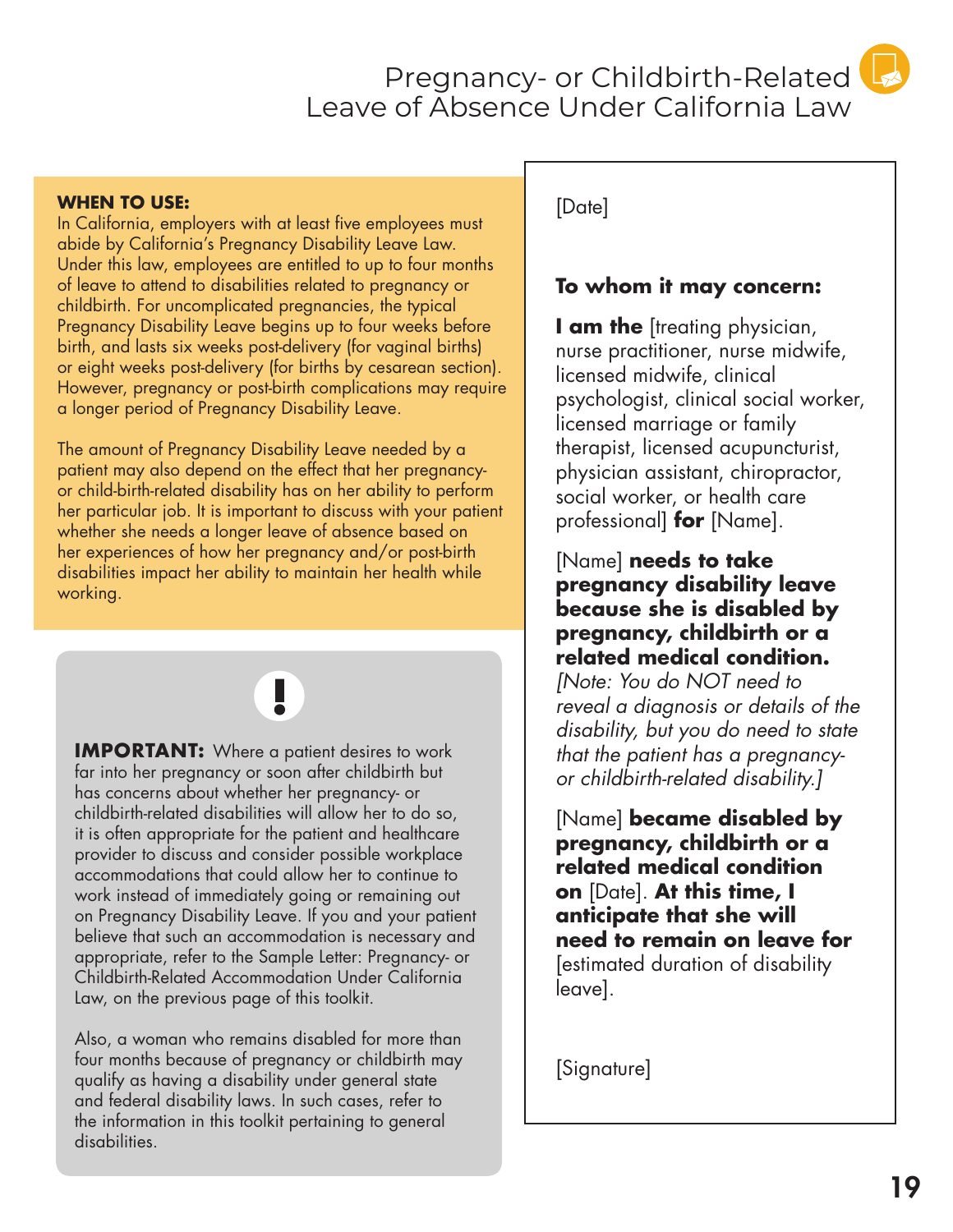# Pregnancy- or Childbirth-Related Leave of Absence Under California Law

**WHEN TO USE:**
In California, employers with at least five employees must abide by California's Pregnancy Disability Leave Law. Under this law, employees are entitled to up to four months of leave to attend to disabilities related to pregnancy or childbirth. For uncomplicated pregnancies, the typical Pregnancy Disability Leave begins up to four weeks before birth, and lasts six weeks post-delivery (for vaginal births) or eight weeks post-delivery (for births by cesarean section). However, pregnancy or post-birth complications may require a longer period of Pregnancy Disability Leave.

The amount of Pregnancy Disability Leave needed by a patient may also depend on the effect that her pregnancy- or child-birth-related disability has on her ability to perform her particular job. It is important to discuss with your patient whether she needs a longer leave of absence based on her experiences of how her pregnancy and/or post-birth disabilities impact her ability to maintain her health while working.

**IMPORTANT:** Where a patient desires to work far into her pregnancy or soon after childbirth but has concerns about whether her pregnancy- or childbirth-related disabilities will allow her to do so, it is often appropriate for the patient and healthcare provider to discuss and consider possible workplace accommodations that could allow her to continue to work instead of immediately going or remaining out on Pregnancy Disability Leave. If you and your patient believe that such an accommodation is necessary and appropriate, refer to the Sample Letter: Pregnancy- or Childbirth-Related Accommodation Under California Law, on the previous page of this toolkit.

Also, a woman who remains disabled for more than four months because of pregnancy or childbirth may qualify as having a disability under general state and federal disability laws. In such cases, refer to the information in this toolkit pertaining to general disabilities.

---

[Date]

**To whom it may concern:**

**I am the** [treating physician, nurse practitioner, nurse midwife, licensed midwife, clinical psychologist, clinical social worker, licensed marriage or family therapist, licensed acupuncturist, physician assistant, chiropractor, social worker, or health care professional] **for** [Name].

[Name] **needs to take pregnancy disability leave because she is disabled by pregnancy, childbirth or a related medical condition.** *[Note: You do NOT need to reveal a diagnosis or details of the disability, but you do need to state that the patient has a pregnancy- or childbirth-related disability.]*

[Name] **became disabled by pregnancy, childbirth or a related medical condition on** [Date]. **At this time, I anticipate that she will need to remain on leave for** [estimated duration of disability leave].

[Signature]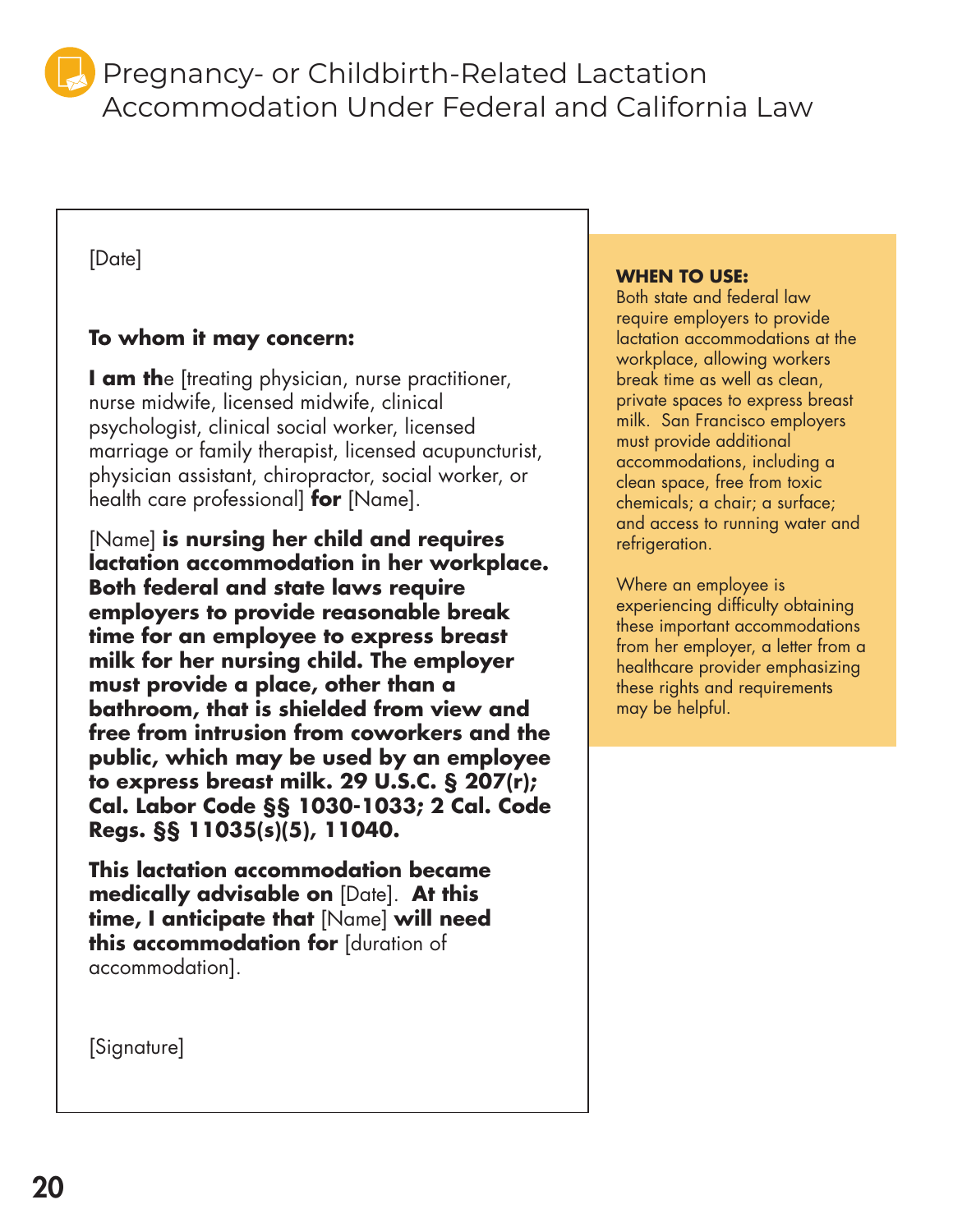# Pregnancy- or Childbirth-Related Lactation Accommodation Under Federal and California Law

[Date]

**To whom it may concern:**

**I am th**e [treating physician, nurse practitioner, nurse midwife, licensed midwife, clinical psychologist, clinical social worker, licensed marriage or family therapist, licensed acupuncturist, physician assistant, chiropractor, social worker, or health care professional] **for** [Name].

[Name] **is nursing her child and requires lactation accommodation in her workplace. Both federal and state laws require employers to provide reasonable break time for an employee to express breast milk for her nursing child. The employer must provide a place, other than a bathroom, that is shielded from view and free from intrusion from coworkers and the public, which may be used by an employee to express breast milk. 29 U.S.C. § 207(r); Cal. Labor Code §§ 1030-1033; 2 Cal. Code Regs. §§ 11035(s)(5), 11040.**

**This lactation accommodation became medically advisable on** [Date]. **At this time, I anticipate that** [Name] **will need this accommodation for** [duration of accommodation].

[Signature]

**WHEN TO USE:**
Both state and federal law require employers to provide lactation accommodations at the workplace, allowing workers break time as well as clean, private spaces to express breast milk. San Francisco employers must provide additional accommodations, including a clean space, free from toxic chemicals; a chair; a surface; and access to running water and refrigeration.

Where an employee is experiencing difficulty obtaining these important accommodations from her employer, a letter from a healthcare provider emphasizing these rights and requirements may be helpful.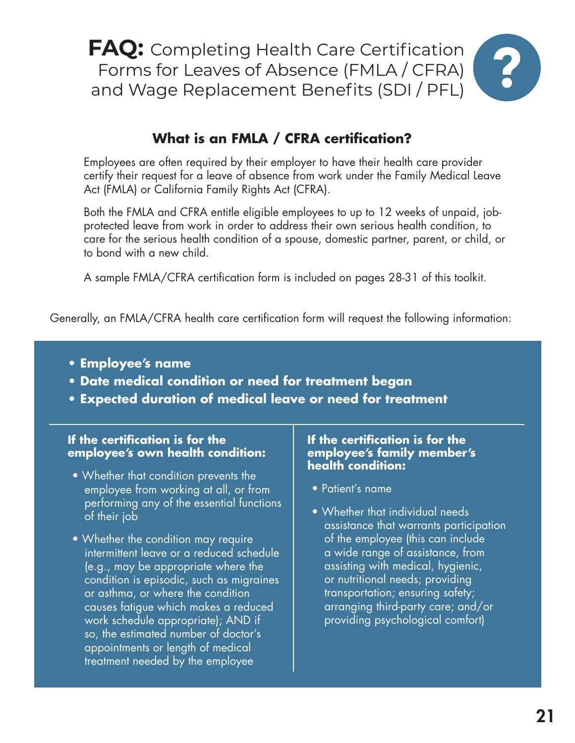# **FAQ:** Completing Health Care Certification Forms for Leaves of Absence (FMLA / CFRA) and Wage Replacement Benefits (SDI / PFL)

## What is an FMLA / CFRA certification?

Employees are often required by their employer to have their health care provider certify their request for a leave of absence from work under the Family Medical Leave Act (FMLA) or California Family Rights Act (CFRA).

Both the FMLA and CFRA entitle eligible employees to up to 12 weeks of unpaid, job-protected leave from work in order to address their own serious health condition, to care for the serious health condition of a spouse, domestic partner, parent, or child, or to bond with a new child.

A sample FMLA/CFRA certification form is included on pages 28-31 of this toolkit.

Generally, an FMLA/CFRA health care certification form will request the following information:

- **Employee's name**
- **Date medical condition or need for treatment began**
- **Expected duration of medical leave or need for treatment**

**If the certification is for the employee's own health condition:**

- Whether that condition prevents the employee from working at all, or from performing any of the essential functions of their job
- Whether the condition may require intermittent leave or a reduced schedule (e.g., may be appropriate where the condition is episodic, such as migraines or asthma, or where the condition causes fatigue which makes a reduced work schedule appropriate); AND if so, the estimated number of doctor's appointments or length of medical treatment needed by the employee

**If the certification is for the employee's family member's health condition:**

- Patient's name
- Whether that individual needs assistance that warrants participation of the employee (this can include a wide range of assistance, from assisting with medical, hygienic, or nutritional needs; providing transportation; ensuring safety; arranging third-party care; and/or providing psychological comfort)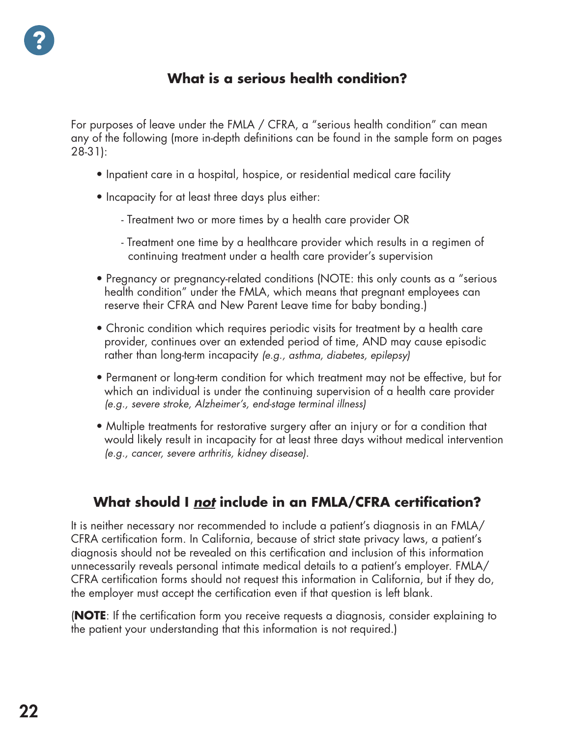## What is a serious health condition?

For purposes of leave under the FMLA / CFRA, a "serious health condition" can mean any of the following (more in-depth definitions can be found in the sample form on pages 28-31):

- Inpatient care in a hospital, hospice, or residential medical care facility
- Incapacity for at least three days plus either:
  - Treatment two or more times by a health care provider OR
  - Treatment one time by a healthcare provider which results in a regimen of continuing treatment under a health care provider's supervision
- Pregnancy or pregnancy-related conditions (NOTE: this only counts as a "serious health condition" under the FMLA, which means that pregnant employees can reserve their CFRA and New Parent Leave time for baby bonding.)
- Chronic condition which requires periodic visits for treatment by a health care provider, continues over an extended period of time, AND may cause episodic rather than long-term incapacity *(e.g., asthma, diabetes, epilepsy)*
- Permanent or long-term condition for which treatment may not be effective, but for which an individual is under the continuing supervision of a health care provider *(e.g., severe stroke, Alzheimer's, end-stage terminal illness)*
- Multiple treatments for restorative surgery after an injury or for a condition that would likely result in incapacity for at least three days without medical intervention *(e.g., cancer, severe arthritis, kidney disease).*

## What should I ***not*** include in an FMLA/CFRA certification?

It is neither necessary nor recommended to include a patient's diagnosis in an FMLA/ CFRA certification form. In California, because of strict state privacy laws, a patient's diagnosis should not be revealed on this certification and inclusion of this information unnecessarily reveals personal intimate medical details to a patient's employer. FMLA/ CFRA certification forms should not request this information in California, but if they do, the employer must accept the certification even if that question is left blank.

(**NOTE**: If the certification form you receive requests a diagnosis, consider explaining to the patient your understanding that this information is not required.)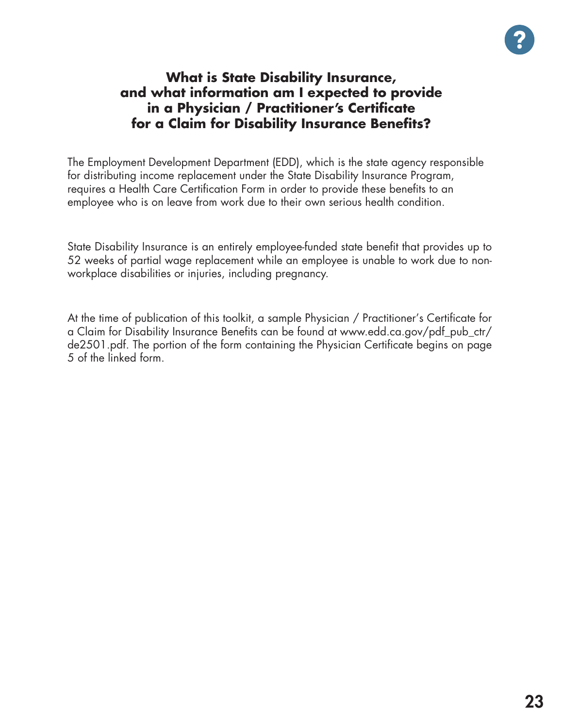## What is State Disability Insurance, and what information am I expected to provide in a Physician / Practitioner's Certificate for a Claim for Disability Insurance Benefits?

The Employment Development Department (EDD), which is the state agency responsible for distributing income replacement under the State Disability Insurance Program, requires a Health Care Certification Form in order to provide these benefits to an employee who is on leave from work due to their own serious health condition.

State Disability Insurance is an entirely employee-funded state benefit that provides up to 52 weeks of partial wage replacement while an employee is unable to work due to non-workplace disabilities or injuries, including pregnancy.

At the time of publication of this toolkit, a sample Physician / Practitioner's Certificate for a Claim for Disability Insurance Benefits can be found at www.edd.ca.gov/pdf_pub_ctr/de2501.pdf. The portion of the form containing the Physician Certificate begins on page 5 of the linked form.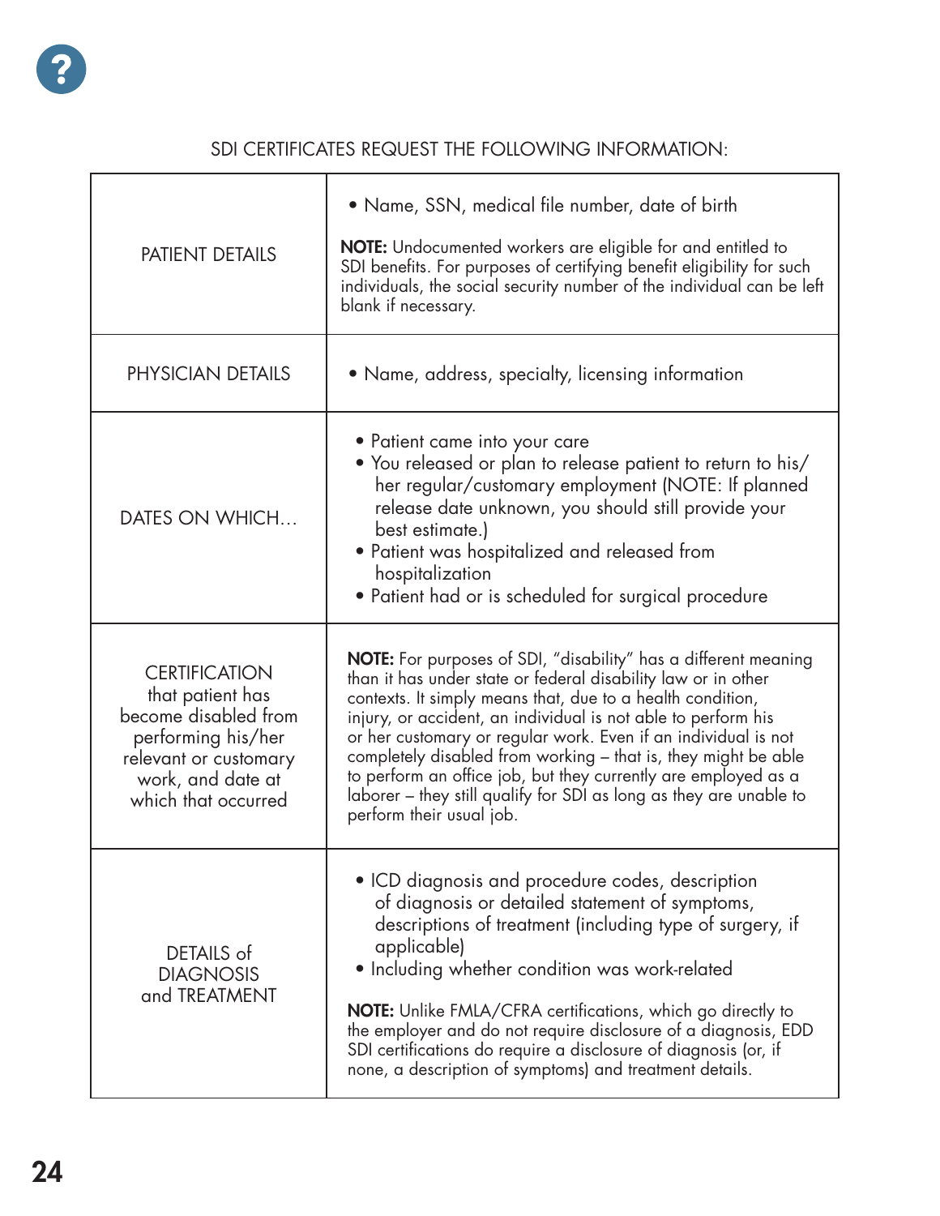SDI CERTIFICATES REQUEST THE FOLLOWING INFORMATION:

| | |
|---|---|
| PATIENT DETAILS | • Name, SSN, medical file number, date of birth<br><br>**NOTE:** Undocumented workers are eligible for and entitled to SDI benefits. For purposes of certifying benefit eligibility for such individuals, the social security number of the individual can be left blank if necessary. |
| PHYSICIAN DETAILS | • Name, address, specialty, licensing information |
| DATES ON WHICH… | • Patient came into your care<br>• You released or plan to release patient to return to his/her regular/customary employment (NOTE: If planned release date unknown, you should still provide your best estimate.)<br>• Patient was hospitalized and released from hospitalization<br>• Patient had or is scheduled for surgical procedure |
| CERTIFICATION that patient has become disabled from performing his/her relevant or customary work, and date at which that occurred | **NOTE:** For purposes of SDI, "disability" has a different meaning than it has under state or federal disability law or in other contexts. It simply means that, due to a health condition, injury, or accident, an individual is not able to perform his or her customary or regular work. Even if an individual is not completely disabled from working – that is, they might be able to perform an office job, but they currently are employed as a laborer – they still qualify for SDI as long as they are unable to perform their usual job. |
| DETAILS of DIAGNOSIS and TREATMENT | • ICD diagnosis and procedure codes, description of diagnosis or detailed statement of symptoms, descriptions of treatment (including type of surgery, if applicable)<br>• Including whether condition was work-related<br><br>**NOTE:** Unlike FMLA/CFRA certifications, which go directly to the employer and do not require disclosure of a diagnosis, EDD SDI certifications do require a disclosure of diagnosis (or, if none, a description of symptoms) and treatment details. |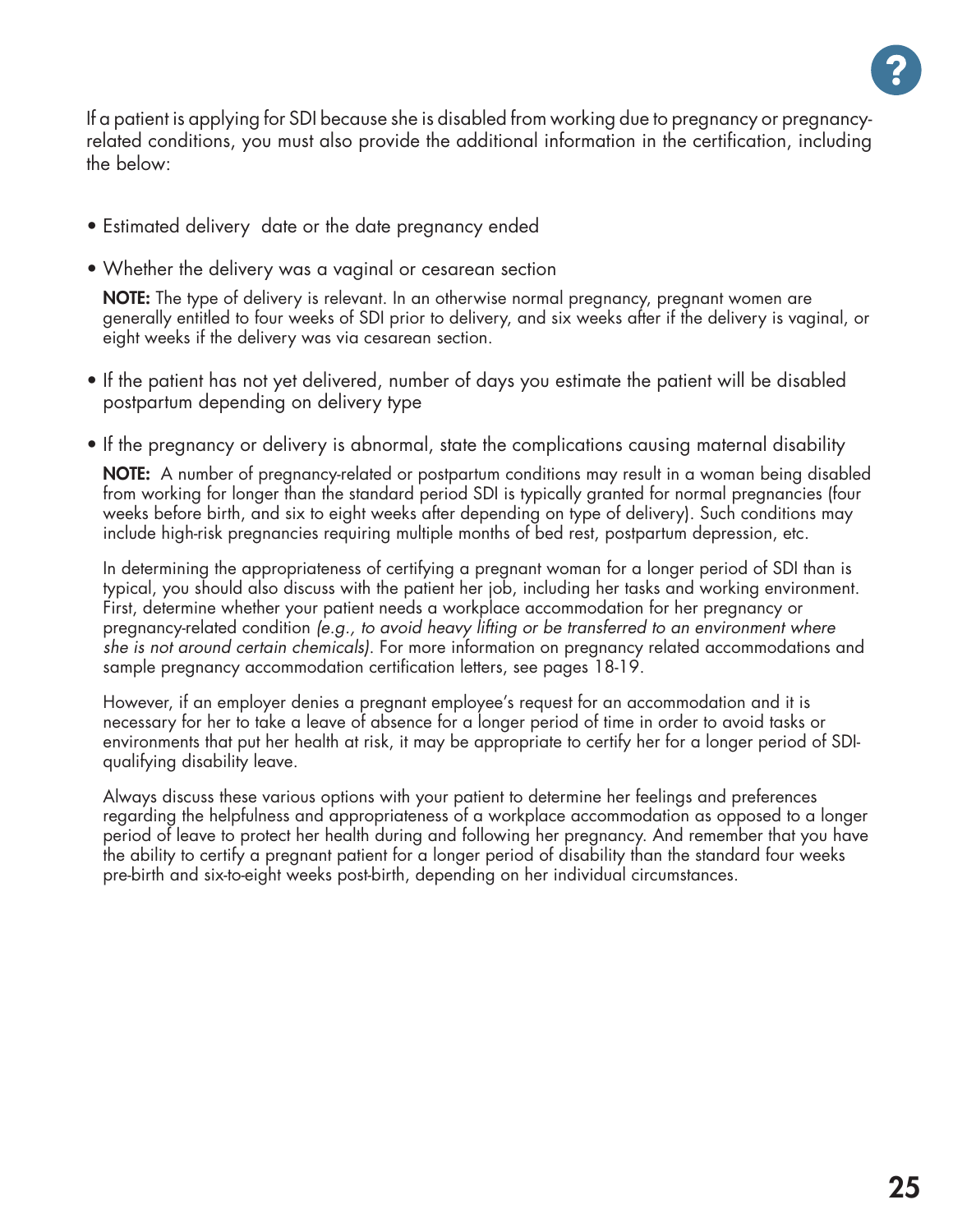If a patient is applying for SDI because she is disabled from working due to pregnancy or pregnancy-related conditions, you must also provide the additional information in the certification, including the below:

- Estimated delivery date or the date pregnancy ended
- Whether the delivery was a vaginal or cesarean section

  **NOTE:** The type of delivery is relevant. In an otherwise normal pregnancy, pregnant women are generally entitled to four weeks of SDI prior to delivery, and six weeks after if the delivery is vaginal, or eight weeks if the delivery was via cesarean section.

- If the patient has not yet delivered, number of days you estimate the patient will be disabled postpartum depending on delivery type
- If the pregnancy or delivery is abnormal, state the complications causing maternal disability

  **NOTE:** A number of pregnancy-related or postpartum conditions may result in a woman being disabled from working for longer than the standard period SDI is typically granted for normal pregnancies (four weeks before birth, and six to eight weeks after depending on type of delivery). Such conditions may include high-risk pregnancies requiring multiple months of bed rest, postpartum depression, etc.

  In determining the appropriateness of certifying a pregnant woman for a longer period of SDI than is typical, you should also discuss with the patient her job, including her tasks and working environment. First, determine whether your patient needs a workplace accommodation for her pregnancy or pregnancy-related condition *(e.g., to avoid heavy lifting or be transferred to an environment where she is not around certain chemicals)*. For more information on pregnancy related accommodations and sample pregnancy accommodation certification letters, see pages 18-19.

  However, if an employer denies a pregnant employee's request for an accommodation and it is necessary for her to take a leave of absence for a longer period of time in order to avoid tasks or environments that put her health at risk, it may be appropriate to certify her for a longer period of SDI-qualifying disability leave.

  Always discuss these various options with your patient to determine her feelings and preferences regarding the helpfulness and appropriateness of a workplace accommodation as opposed to a longer period of leave to protect her health during and following her pregnancy. And remember that you have the ability to certify a pregnant patient for a longer period of disability than the standard four weeks pre-birth and six-to-eight weeks post-birth, depending on her individual circumstances.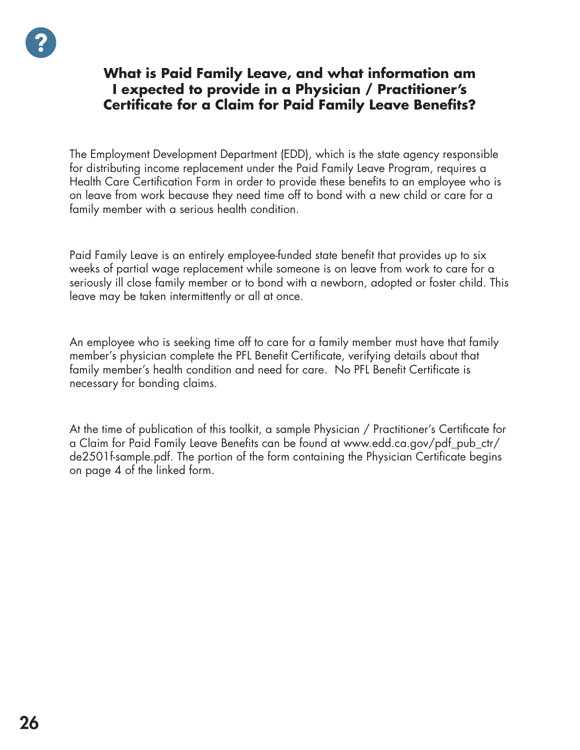## What is Paid Family Leave, and what information am I expected to provide in a Physician / Practitioner's Certificate for a Claim for Paid Family Leave Benefits?

The Employment Development Department (EDD), which is the state agency responsible for distributing income replacement under the Paid Family Leave Program, requires a Health Care Certification Form in order to provide these benefits to an employee who is on leave from work because they need time off to bond with a new child or care for a family member with a serious health condition.

Paid Family Leave is an entirely employee-funded state benefit that provides up to six weeks of partial wage replacement while someone is on leave from work to care for a seriously ill close family member or to bond with a newborn, adopted or foster child. This leave may be taken intermittently or all at once.

An employee who is seeking time off to care for a family member must have that family member's physician complete the PFL Benefit Certificate, verifying details about that family member's health condition and need for care. No PFL Benefit Certificate is necessary for bonding claims.

At the time of publication of this toolkit, a sample Physician / Practitioner's Certificate for a Claim for Paid Family Leave Benefits can be found at www.edd.ca.gov/pdf_pub_ctr/de2501f-sample.pdf. The portion of the form containing the Physician Certificate begins on page 4 of the linked form.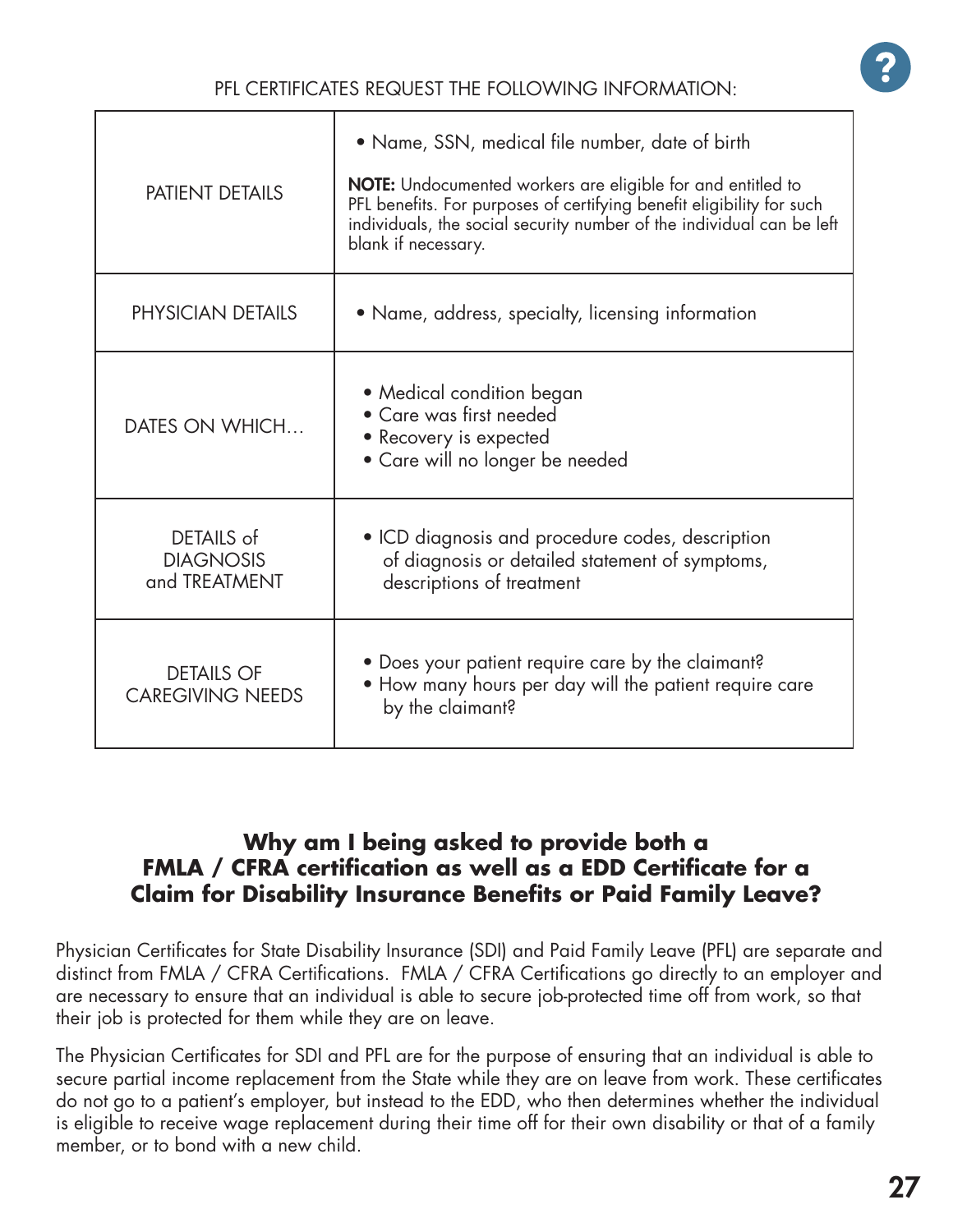PFL CERTIFICATES REQUEST THE FOLLOWING INFORMATION:

| | |
|---|---|
| PATIENT DETAILS | • Name, SSN, medical file number, date of birth<br><br>**NOTE:** Undocumented workers are eligible for and entitled to PFL benefits. For purposes of certifying benefit eligibility for such individuals, the social security number of the individual can be left blank if necessary. |
| PHYSICIAN DETAILS | • Name, address, specialty, licensing information |
| DATES ON WHICH… | • Medical condition began<br>• Care was first needed<br>• Recovery is expected<br>• Care will no longer be needed |
| DETAILS of DIAGNOSIS and TREATMENT | • ICD diagnosis and procedure codes, description of diagnosis or detailed statement of symptoms, descriptions of treatment |
| DETAILS OF CAREGIVING NEEDS | • Does your patient require care by the claimant?<br>• How many hours per day will the patient require care by the claimant? |

## Why am I being asked to provide both a FMLA / CFRA certification as well as a EDD Certificate for a Claim for Disability Insurance Benefits or Paid Family Leave?

Physician Certificates for State Disability Insurance (SDI) and Paid Family Leave (PFL) are separate and distinct from FMLA / CFRA Certifications. FMLA / CFRA Certifications go directly to an employer and are necessary to ensure that an individual is able to secure job-protected time off from work, so that their job is protected for them while they are on leave.

The Physician Certificates for SDI and PFL are for the purpose of ensuring that an individual is able to secure partial income replacement from the State while they are on leave from work. These certificates do not go to a patient's employer, but instead to the EDD, who then determines whether the individual is eligible to receive wage replacement during their time off for their own disability or that of a family member, or to bond with a new child.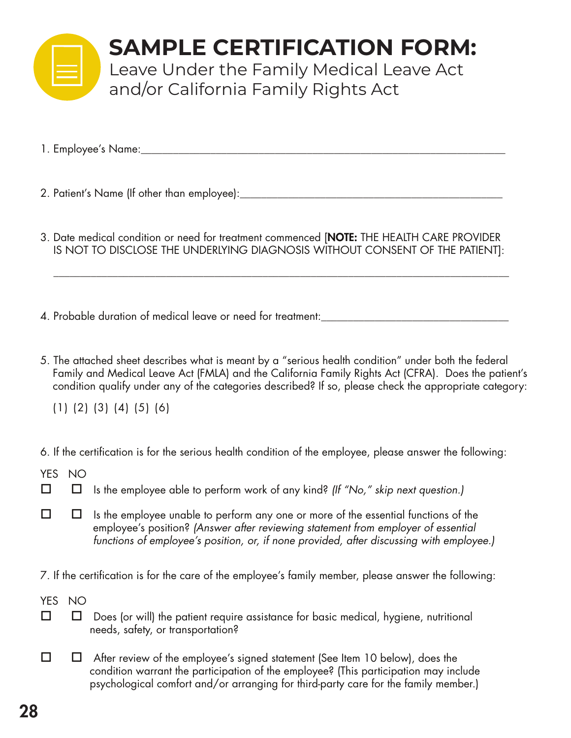# SAMPLE CERTIFICATION FORM:

## Leave Under the Family Medical Leave Act and/or California Family Rights Act

1. Employee's Name:_______________________________________________

2. Patient's Name (If other than employee):_______________________________________________

3. Date medical condition or need for treatment commenced [**NOTE:** THE HEALTH CARE PROVIDER IS NOT TO DISCLOSE THE UNDERLYING DIAGNOSIS WITHOUT CONSENT OF THE PATIENT]:

   _______________________________________________

4. Probable duration of medical leave or need for treatment:_______________________________________________

5. The attached sheet describes what is meant by a "serious health condition" under both the federal Family and Medical Leave Act (FMLA) and the California Family Rights Act (CFRA). Does the patient's condition qualify under any of the categories described? If so, please check the appropriate category:

   (1) (2) (3) (4) (5) (6)

6. If the certification is for the serious health condition of the employee, please answer the following:

YES NO

☐ ☐ Is the employee able to perform work of any kind? *(If "No," skip next question.)*

☐ ☐ Is the employee unable to perform any one or more of the essential functions of the employee's position? *(Answer after reviewing statement from employer of essential functions of employee's position, or, if none provided, after discussing with employee.)*

7. If the certification is for the care of the employee's family member, please answer the following:

YES NO

☐ ☐ Does (or will) the patient require assistance for basic medical, hygiene, nutritional needs, safety, or transportation?

☐ ☐ After review of the employee's signed statement (See Item 10 below), does the condition warrant the participation of the employee? (This participation may include psychological comfort and/or arranging for third-party care for the family member.)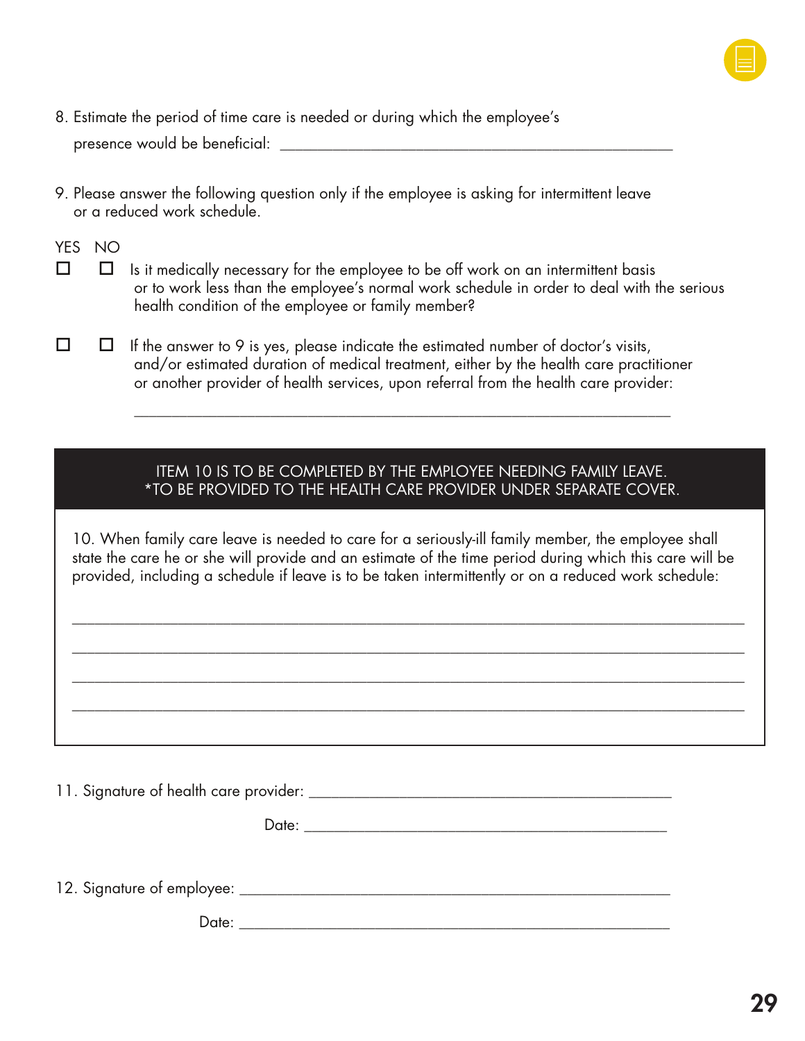8. Estimate the period of time care is needed or during which the employee's presence would be beneficial: ______________________________________________

9. Please answer the following question only if the employee is asking for intermittent leave or a reduced work schedule.

YES NO

☐ ☐ Is it medically necessary for the employee to be off work on an intermittent basis or to work less than the employee's normal work schedule in order to deal with the serious health condition of the employee or family member?

☐ ☐ If the answer to 9 is yes, please indicate the estimated number of doctor's visits, and/or estimated duration of medical treatment, either by the health care practitioner or another provider of health services, upon referral from the health care provider:

______________________________________________________________

**ITEM 10 IS TO BE COMPLETED BY THE EMPLOYEE NEEDING FAMILY LEAVE.**
***TO BE PROVIDED TO THE HEALTH CARE PROVIDER UNDER SEPARATE COVER.**

10. When family care leave is needed to care for a seriously-ill family member, the employee shall state the care he or she will provide and an estimate of the time period during which this care will be provided, including a schedule if leave is to be taken intermittently or on a reduced work schedule:

______________________________________________________________________

______________________________________________________________________

______________________________________________________________________

______________________________________________________________________

11. Signature of health care provider: ______________________________________

Date: ______________________________________

12. Signature of employee: ______________________________________________

Date: ______________________________________________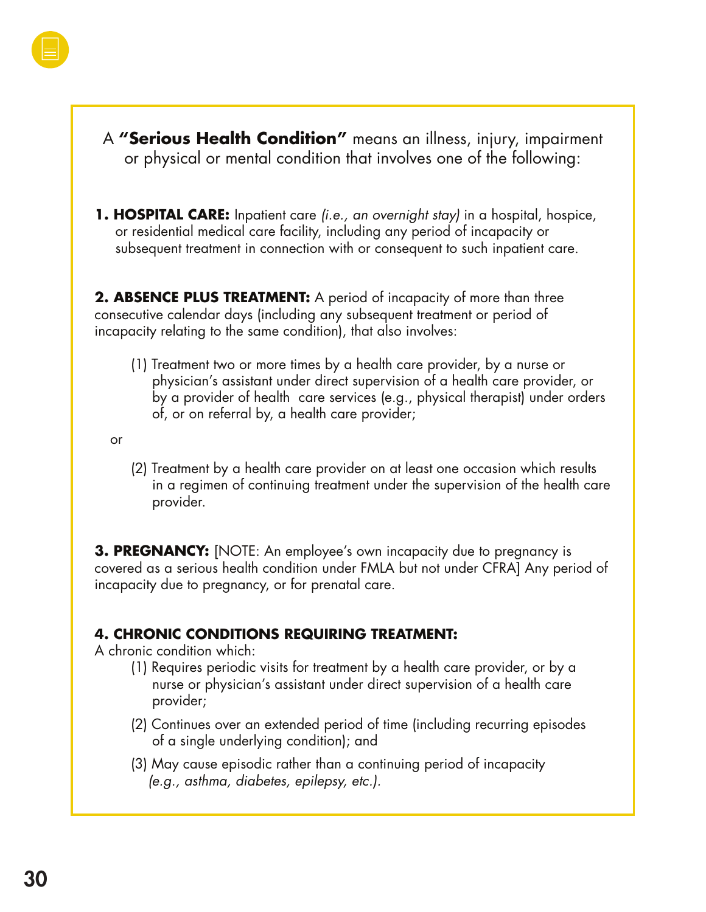A **"Serious Health Condition"** means an illness, injury, impairment or physical or mental condition that involves one of the following:

**1. HOSPITAL CARE:** Inpatient care *(i.e., an overnight stay)* in a hospital, hospice, or residential medical care facility, including any period of incapacity or subsequent treatment in connection with or consequent to such inpatient care.

**2. ABSENCE PLUS TREATMENT:** A period of incapacity of more than three consecutive calendar days (including any subsequent treatment or period of incapacity relating to the same condition), that also involves:

(1) Treatment two or more times by a health care provider, by a nurse or physician's assistant under direct supervision of a health care provider, or by a provider of health care services (e.g., physical therapist) under orders of, or on referral by, a health care provider;

or

(2) Treatment by a health care provider on at least one occasion which results in a regimen of continuing treatment under the supervision of the health care provider.

**3. PREGNANCY:** [NOTE: An employee's own incapacity due to pregnancy is covered as a serious health condition under FMLA but not under CFRA] Any period of incapacity due to pregnancy, or for prenatal care.

**4. CHRONIC CONDITIONS REQUIRING TREATMENT:**

A chronic condition which:

(1) Requires periodic visits for treatment by a health care provider, or by a nurse or physician's assistant under direct supervision of a health care provider;

(2) Continues over an extended period of time (including recurring episodes of a single underlying condition); and

(3) May cause episodic rather than a continuing period of incapacity *(e.g., asthma, diabetes, epilepsy, etc.)*.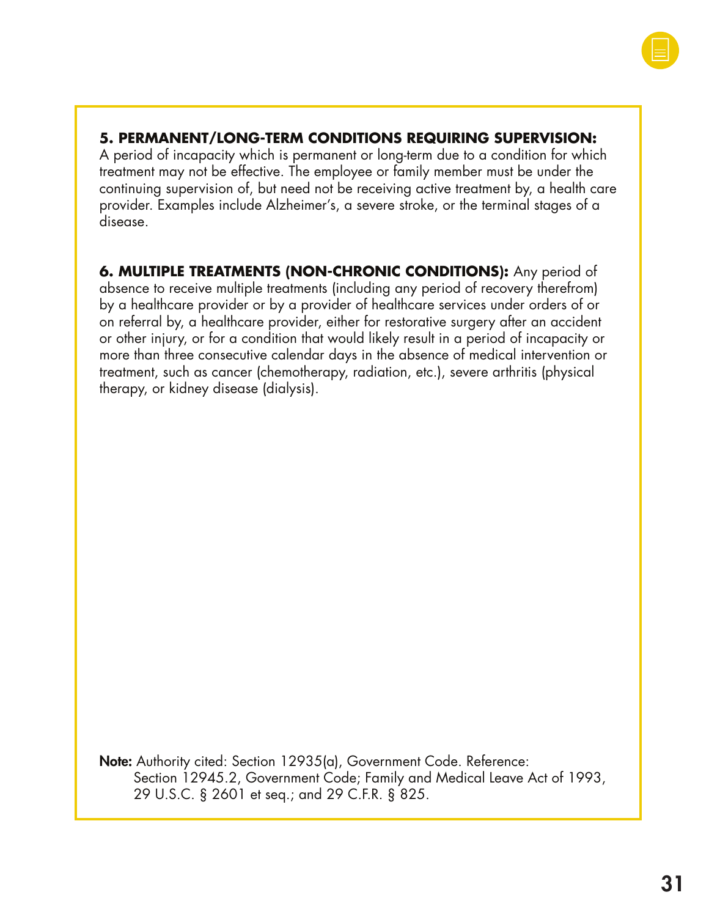**5. PERMANENT/LONG-TERM CONDITIONS REQUIRING SUPERVISION:** A period of incapacity which is permanent or long-term due to a condition for which treatment may not be effective. The employee or family member must be under the continuing supervision of, but need not be receiving active treatment by, a health care provider. Examples include Alzheimer's, a severe stroke, or the terminal stages of a disease.

**6. MULTIPLE TREATMENTS (NON-CHRONIC CONDITIONS):** Any period of absence to receive multiple treatments (including any period of recovery therefrom) by a healthcare provider or by a provider of healthcare services under orders of or on referral by, a healthcare provider, either for restorative surgery after an accident or other injury, or for a condition that would likely result in a period of incapacity or more than three consecutive calendar days in the absence of medical intervention or treatment, such as cancer (chemotherapy, radiation, etc.), severe arthritis (physical therapy, or kidney disease (dialysis).

**Note:** Authority cited: Section 12935(a), Government Code. Reference: Section 12945.2, Government Code; Family and Medical Leave Act of 1993, 29 U.S.C. § 2601 et seq.; and 29 C.F.R. § 825.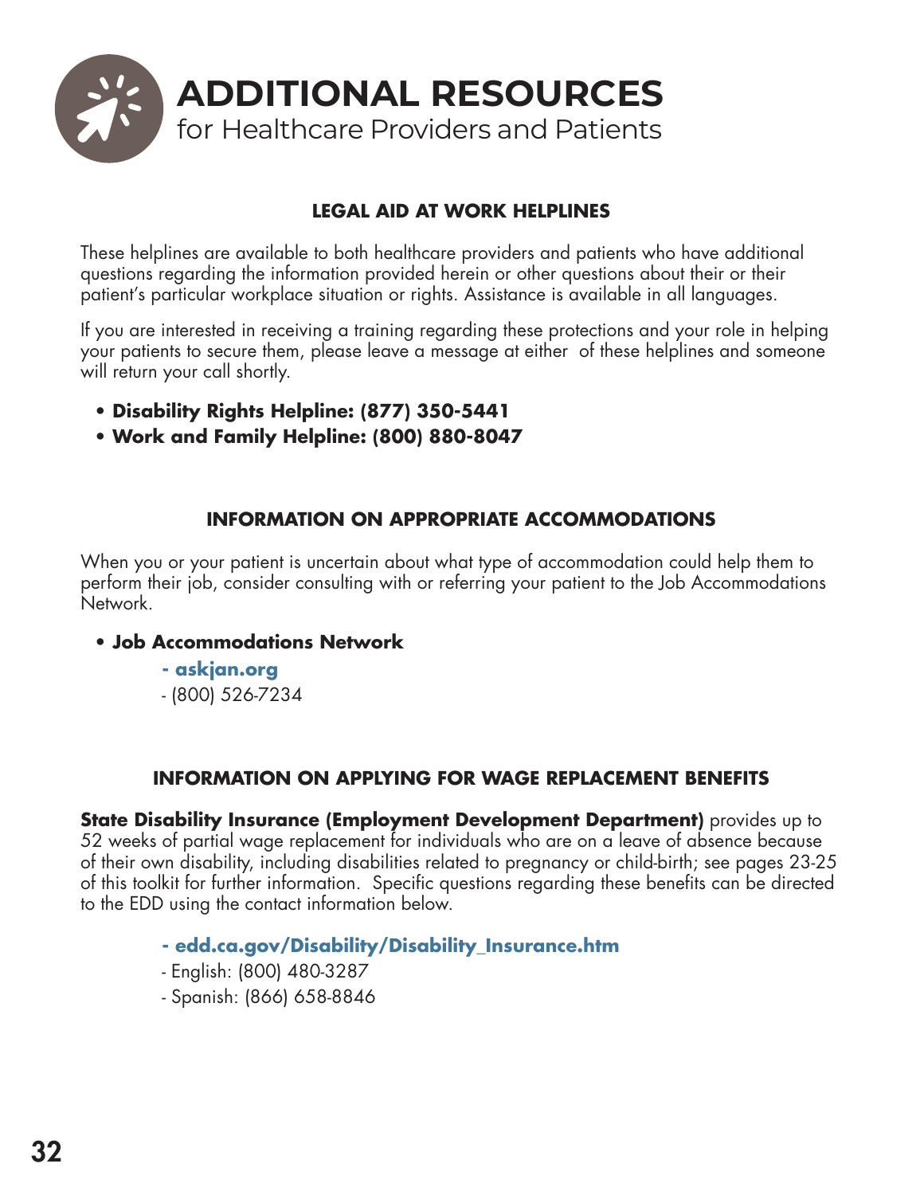# ADDITIONAL RESOURCES
for Healthcare Providers and Patients

## LEGAL AID AT WORK HELPLINES

These helplines are available to both healthcare providers and patients who have additional questions regarding the information provided herein or other questions about their or their patient's particular workplace situation or rights. Assistance is available in all languages.

If you are interested in receiving a training regarding these protections and your role in helping your patients to secure them, please leave a message at either of these helplines and someone will return your call shortly.

- **Disability Rights Helpline: (877) 350-5441**
- **Work and Family Helpline: (800) 880-8047**

## INFORMATION ON APPROPRIATE ACCOMMODATIONS

When you or your patient is uncertain about what type of accommodation could help them to perform their job, consider consulting with or referring your patient to the Job Accommodations Network.

- **Job Accommodations Network**
  - **askjan.org**
  - (800) 526-7234

## INFORMATION ON APPLYING FOR WAGE REPLACEMENT BENEFITS

**State Disability Insurance (Employment Development Department)** provides up to 52 weeks of partial wage replacement for individuals who are on a leave of absence because of their own disability, including disabilities related to pregnancy or child-birth; see pages 23-25 of this toolkit for further information. Specific questions regarding these benefits can be directed to the EDD using the contact information below.

- **edd.ca.gov/Disability/Disability_Insurance.htm**
- English: (800) 480-3287
- Spanish: (866) 658-8846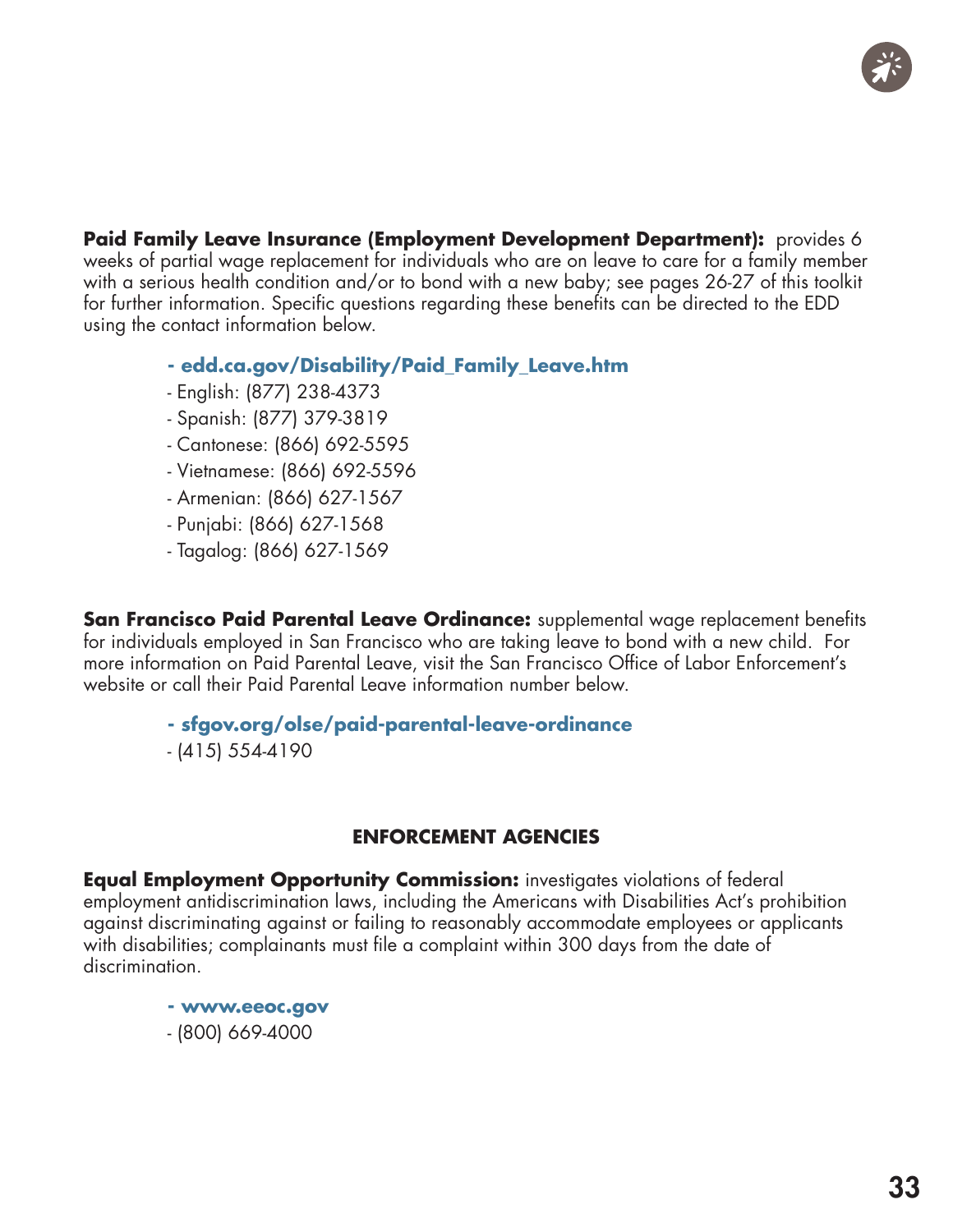**Paid Family Leave Insurance (Employment Development Department):** provides 6 weeks of partial wage replacement for individuals who are on leave to care for a family member with a serious health condition and/or to bond with a new baby; see pages 26-27 of this toolkit for further information. Specific questions regarding these benefits can be directed to the EDD using the contact information below.

- **edd.ca.gov/Disability/Paid_Family_Leave.htm**
- English: (877) 238-4373
- Spanish: (877) 379-3819
- Cantonese: (866) 692-5595
- Vietnamese: (866) 692-5596
- Armenian: (866) 627-1567
- Punjabi: (866) 627-1568
- Tagalog: (866) 627-1569

**San Francisco Paid Parental Leave Ordinance:** supplemental wage replacement benefits for individuals employed in San Francisco who are taking leave to bond with a new child. For more information on Paid Parental Leave, visit the San Francisco Office of Labor Enforcement's website or call their Paid Parental Leave information number below.

- **sfgov.org/olse/paid-parental-leave-ordinance**
- (415) 554-4190

## ENFORCEMENT AGENCIES

**Equal Employment Opportunity Commission:** investigates violations of federal employment antidiscrimination laws, including the Americans with Disabilities Act's prohibition against discriminating against or failing to reasonably accommodate employees or applicants with disabilities; complainants must file a complaint within 300 days from the date of discrimination.

- **www.eeoc.gov**
- (800) 669-4000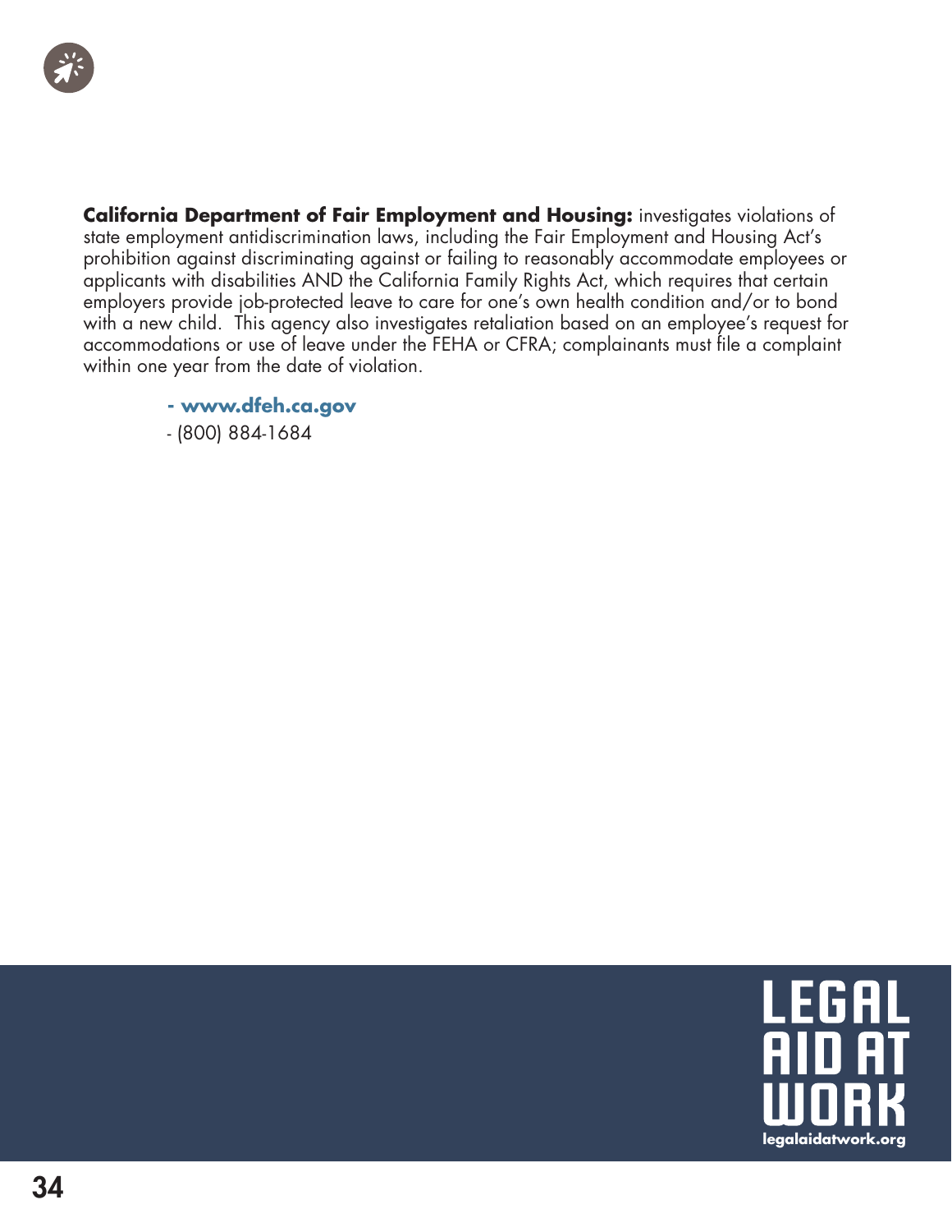**California Department of Fair Employment and Housing:** investigates violations of state employment antidiscrimination laws, including the Fair Employment and Housing Act's prohibition against discriminating against or failing to reasonably accommodate employees or applicants with disabilities AND the California Family Rights Act, which requires that certain employers provide job-protected leave to care for one's own health condition and/or to bond with a new child. This agency also investigates retaliation based on an employee's request for accommodations or use of leave under the FEHA or CFRA; complainants must file a complaint within one year from the date of violation.

- **www.dfeh.ca.gov**
- (800) 884-1684

LEGAL AID AT WORK

legalaidatwork.org